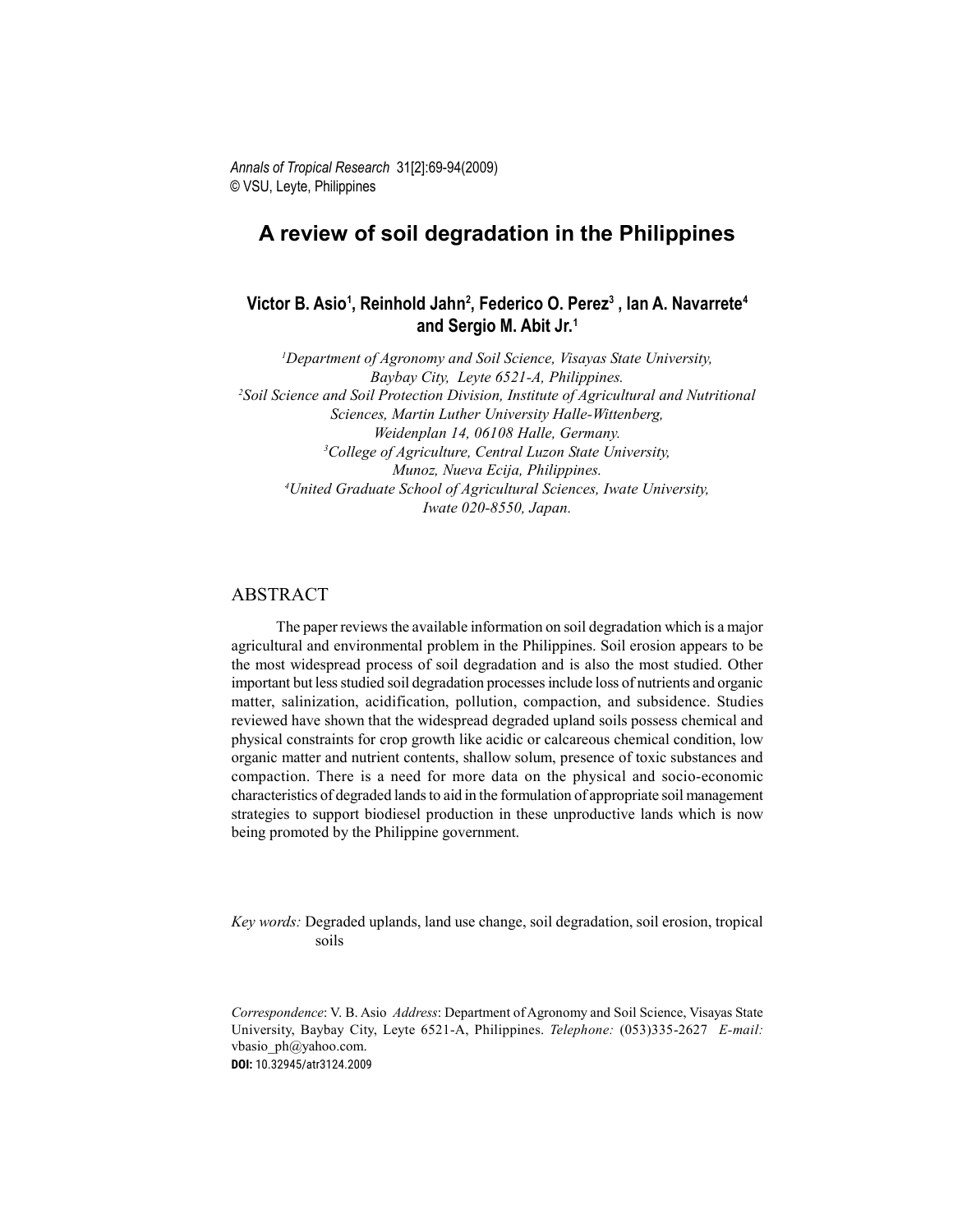*Annals of Tropical Research* 31[2]:69-94(2009)
© VSU, Leyte, Philippines

# A review of soil degradation in the Philippines

**Victor B. Asio[1], Reinhold Jahn[2], Federico O. Perez[3], Ian A. Navarrete[4] and Sergio M. Abit Jr.[1]**

[1]*Department of Agronomy and Soil Science, Visayas State University, Baybay City, Leyte 6521-A, Philippines.*
[2]*Soil Science and Soil Protection Division, Institute of Agricultural and Nutritional Sciences, Martin Luther University Halle-Wittenberg, Weidenplan 14, 06108 Halle, Germany.*
[3]*College of Agriculture, Central Luzon State University, Munoz, Nueva Ecija, Philippines.*
[4]*United Graduate School of Agricultural Sciences, Iwate University, Iwate 020-8550, Japan.*

## ABSTRACT

The paper reviews the available information on soil degradation which is a major agricultural and environmental problem in the Philippines. Soil erosion appears to be the most widespread process of soil degradation and is also the most studied. Other important but less studied soil degradation processes include loss of nutrients and organic matter, salinization, acidification, pollution, compaction, and subsidence. Studies reviewed have shown that the widespread degraded upland soils possess chemical and physical constraints for crop growth like acidic or calcareous chemical condition, low organic matter and nutrient contents, shallow solum, presence of toxic substances and compaction. There is a need for more data on the physical and socio-economic characteristics of degraded lands to aid in the formulation of appropriate soil management strategies to support biodiesel production in these unproductive lands which is now being promoted by the Philippine government.

*Key words:* Degraded uplands, land use change, soil degradation, soil erosion, tropical soils

*Correspondence*: V. B. Asio *Address*: Department of Agronomy and Soil Science, Visayas State University, Baybay City, Leyte 6521-A, Philippines. *Telephone:* (053)335-2627 *E-mail:* vbasio_ph@yahoo.com.
**DOI:** 10.32945/atr3124.2009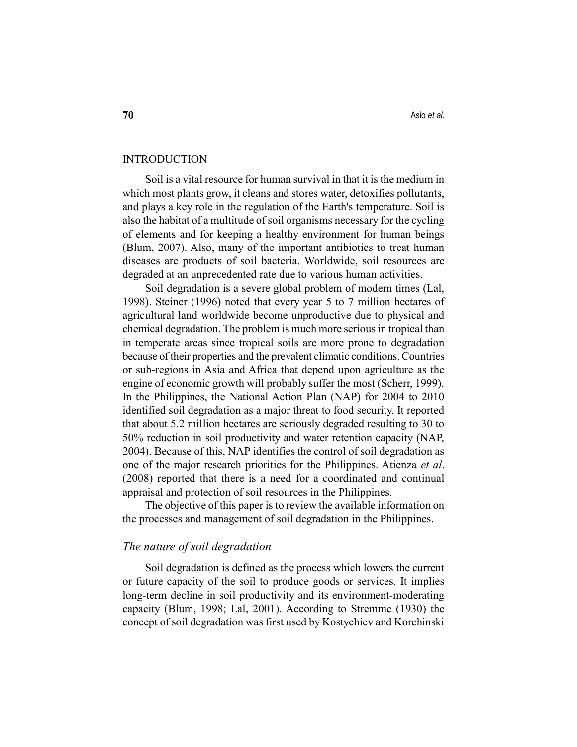## INTRODUCTION

Soil is a vital resource for human survival in that it is the medium in which most plants grow, it cleans and stores water, detoxifies pollutants, and plays a key role in the regulation of the Earth's temperature. Soil is also the habitat of a multitude of soil organisms necessary for the cycling of elements and for keeping a healthy environment for human beings (Blum, 2007). Also, many of the important antibiotics to treat human diseases are products of soil bacteria. Worldwide, soil resources are degraded at an unprecedented rate due to various human activities.

Soil degradation is a severe global problem of modern times (Lal, 1998). Steiner (1996) noted that every year 5 to 7 million hectares of agricultural land worldwide become unproductive due to physical and chemical degradation. The problem is much more serious in tropical than in temperate areas since tropical soils are more prone to degradation because of their properties and the prevalent climatic conditions. Countries or sub-regions in Asia and Africa that depend upon agriculture as the engine of economic growth will probably suffer the most (Scherr, 1999). In the Philippines, the National Action Plan (NAP) for 2004 to 2010 identified soil degradation as a major threat to food security. It reported that about 5.2 million hectares are seriously degraded resulting to 30 to 50% reduction in soil productivity and water retention capacity (NAP, 2004). Because of this, NAP identifies the control of soil degradation as one of the major research priorities for the Philippines. Atienza *et al*. (2008) reported that there is a need for a coordinated and continual appraisal and protection of soil resources in the Philippines.

The objective of this paper is to review the available information on the processes and management of soil degradation in the Philippines.

### *The nature of soil degradation*

Soil degradation is defined as the process which lowers the current or future capacity of the soil to produce goods or services. It implies long-term decline in soil productivity and its environment-moderating capacity (Blum, 1998; Lal, 2001). According to Stremme (1930) the concept of soil degradation was first used by Kostychiev and Korchinski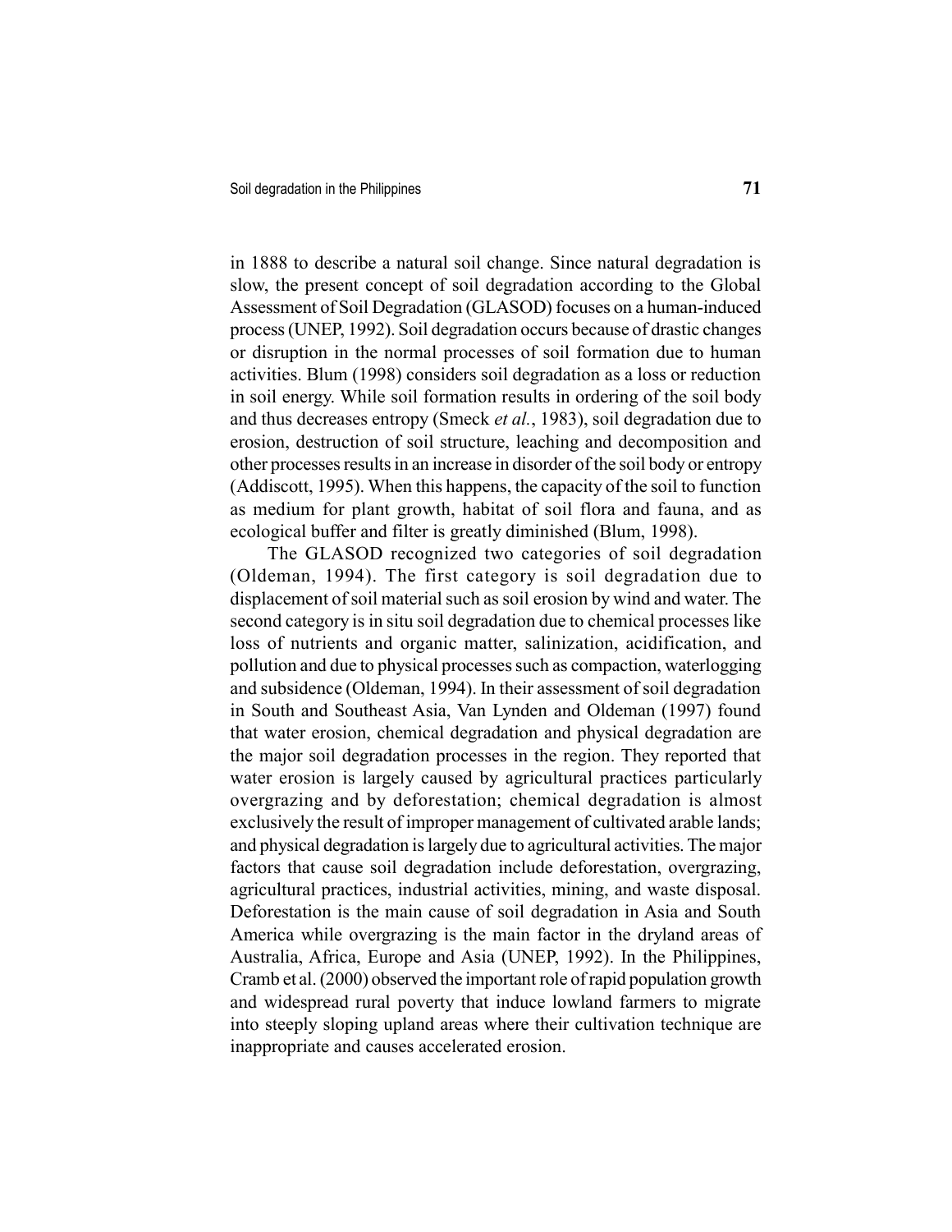in 1888 to describe a natural soil change. Since natural degradation is slow, the present concept of soil degradation according to the Global Assessment of Soil Degradation (GLASOD) focuses on a human-induced process (UNEP, 1992). Soil degradation occurs because of drastic changes or disruption in the normal processes of soil formation due to human activities. Blum (1998) considers soil degradation as a loss or reduction in soil energy. While soil formation results in ordering of the soil body and thus decreases entropy (Smeck *et al.*, 1983), soil degradation due to erosion, destruction of soil structure, leaching and decomposition and other processes results in an increase in disorder of the soil body or entropy (Addiscott, 1995). When this happens, the capacity of the soil to function as medium for plant growth, habitat of soil flora and fauna, and as ecological buffer and filter is greatly diminished (Blum, 1998).

The GLASOD recognized two categories of soil degradation (Oldeman, 1994). The first category is soil degradation due to displacement of soil material such as soil erosion by wind and water. The second category is in situ soil degradation due to chemical processes like loss of nutrients and organic matter, salinization, acidification, and pollution and due to physical processes such as compaction, waterlogging and subsidence (Oldeman, 1994). In their assessment of soil degradation in South and Southeast Asia, Van Lynden and Oldeman (1997) found that water erosion, chemical degradation and physical degradation are the major soil degradation processes in the region. They reported that water erosion is largely caused by agricultural practices particularly overgrazing and by deforestation; chemical degradation is almost exclusively the result of improper management of cultivated arable lands; and physical degradation is largely due to agricultural activities. The major factors that cause soil degradation include deforestation, overgrazing, agricultural practices, industrial activities, mining, and waste disposal. Deforestation is the main cause of soil degradation in Asia and South America while overgrazing is the main factor in the dryland areas of Australia, Africa, Europe and Asia (UNEP, 1992). In the Philippines, Cramb et al. (2000) observed the important role of rapid population growth and widespread rural poverty that induce lowland farmers to migrate into steeply sloping upland areas where their cultivation technique are inappropriate and causes accelerated erosion.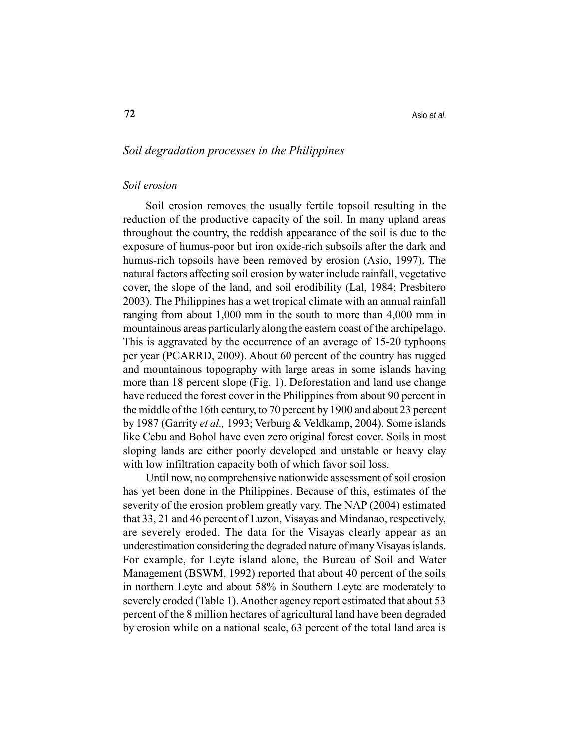## *Soil degradation processes in the Philippines*

### *Soil erosion*

Soil erosion removes the usually fertile topsoil resulting in the reduction of the productive capacity of the soil. In many upland areas throughout the country, the reddish appearance of the soil is due to the exposure of humus-poor but iron oxide-rich subsoils after the dark and humus-rich topsoils have been removed by erosion (Asio, 1997). The natural factors affecting soil erosion by water include rainfall, vegetative cover, the slope of the land, and soil erodibility (Lal, 1984; Presbitero 2003). The Philippines has a wet tropical climate with an annual rainfall ranging from about 1,000 mm in the south to more than 4,000 mm in mountainous areas particularly along the eastern coast of the archipelago. This is aggravated by the occurrence of an average of 15-20 typhoons per year (PCARRD, 2009). About 60 percent of the country has rugged and mountainous topography with large areas in some islands having more than 18 percent slope (Fig. 1). Deforestation and land use change have reduced the forest cover in the Philippines from about 90 percent in the middle of the 16th century, to 70 percent by 1900 and about 23 percent by 1987 (Garrity *et al.,* 1993; Verburg & Veldkamp, 2004). Some islands like Cebu and Bohol have even zero original forest cover. Soils in most sloping lands are either poorly developed and unstable or heavy clay with low infiltration capacity both of which favor soil loss.

Until now, no comprehensive nationwide assessment of soil erosion has yet been done in the Philippines. Because of this, estimates of the severity of the erosion problem greatly vary. The NAP (2004) estimated that 33, 21 and 46 percent of Luzon, Visayas and Mindanao, respectively, are severely eroded. The data for the Visayas clearly appear as an underestimation considering the degraded nature of many Visayas islands. For example, for Leyte island alone, the Bureau of Soil and Water Management (BSWM, 1992) reported that about 40 percent of the soils in northern Leyte and about 58% in Southern Leyte are moderately to severely eroded (Table 1). Another agency report estimated that about 53 percent of the 8 million hectares of agricultural land have been degraded by erosion while on a national scale, 63 percent of the total land area is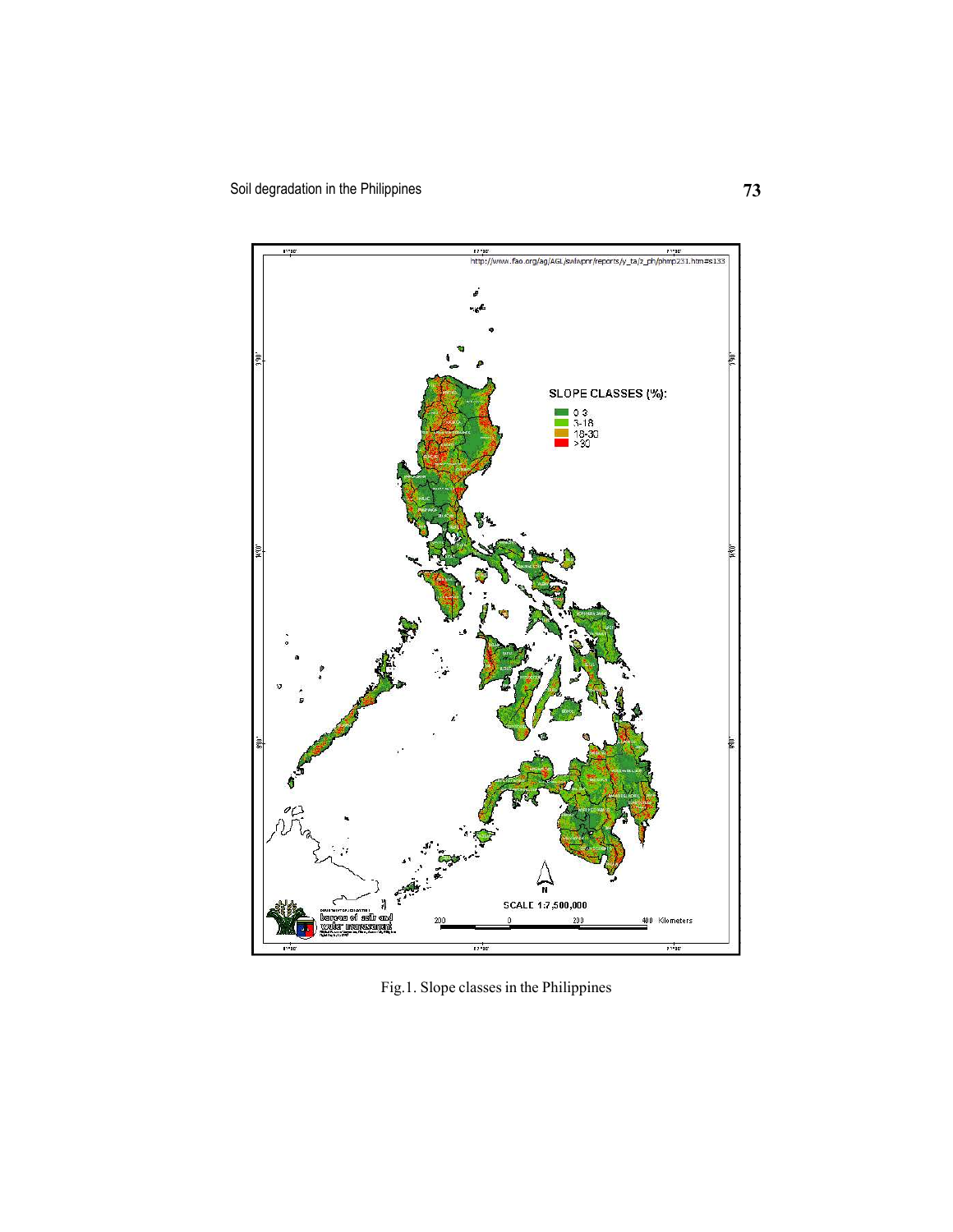Fig.1. Slope classes in the Philippines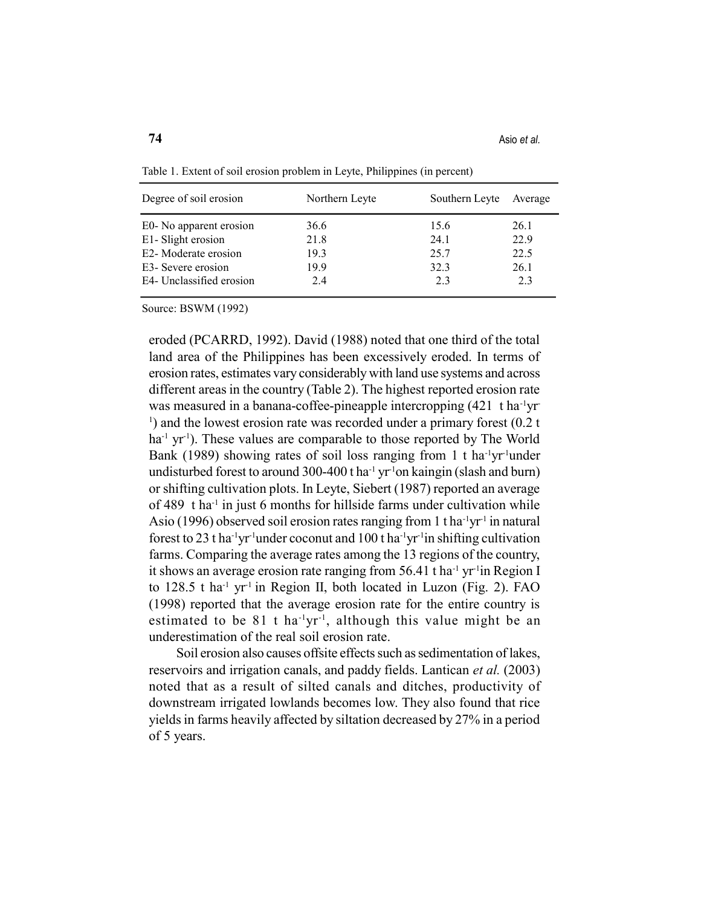Table 1. Extent of soil erosion problem in Leyte, Philippines (in percent)

| Degree of soil erosion | Northern Leyte | Southern Leyte | Average |
|---|---|---|---|
| E0- No apparent erosion | 36.6 | 15.6 | 26.1 |
| E1- Slight erosion | 21.8 | 24.1 | 22.9 |
| E2- Moderate erosion | 19.3 | 25.7 | 22.5 |
| E3- Severe erosion | 19.9 | 32.3 | 26.1 |
| E4- Unclassified erosion | 2.4 | 2.3 | 2.3 |

Source: BSWM (1992)

eroded (PCARRD, 1992). David (1988) noted that one third of the total land area of the Philippines has been excessively eroded. In terms of erosion rates, estimates vary considerably with land use systems and across different areas in the country (Table 2). The highest reported erosion rate was measured in a banana-coffee-pineapple intercropping (421 t $ha^{-1}yr^{-1}$) and the lowest erosion rate was recorded under a primary forest (0.2 t $ha^{-1}$ $yr^{-1}$). These values are comparable to those reported by The World Bank (1989) showing rates of soil loss ranging from 1 t $ha^{-1}yr^{-1}$under undisturbed forest to around 300-400 t $ha^{-1}$ $yr^{-1}$on kaingin (slash and burn) or shifting cultivation plots. In Leyte, Siebert (1987) reported an average of 489 t $ha^{-1}$ in just 6 months for hillside farms under cultivation while Asio (1996) observed soil erosion rates ranging from 1 t $ha^{-1}yr^{-1}$ in natural forest to 23 t $ha^{-1}yr^{-1}$under coconut and 100 t $ha^{-1}yr^{-1}$in shifting cultivation farms. Comparing the average rates among the 13 regions of the country, it shows an average erosion rate ranging from 56.41 t $ha^{-1}$ $yr^{-1}$in Region I to 128.5 t $ha^{-1}$ $yr^{-1}$ in Region II, both located in Luzon (Fig. 2). FAO (1998) reported that the average erosion rate for the entire country is estimated to be 81 t $ha^{-1}yr^{-1}$, although this value might be an underestimation of the real soil erosion rate.

Soil erosion also causes offsite effects such as sedimentation of lakes, reservoirs and irrigation canals, and paddy fields. Lantican *et al.* (2003) noted that as a result of silted canals and ditches, productivity of downstream irrigated lowlands becomes low. They also found that rice yields in farms heavily affected by siltation decreased by 27% in a period of 5 years.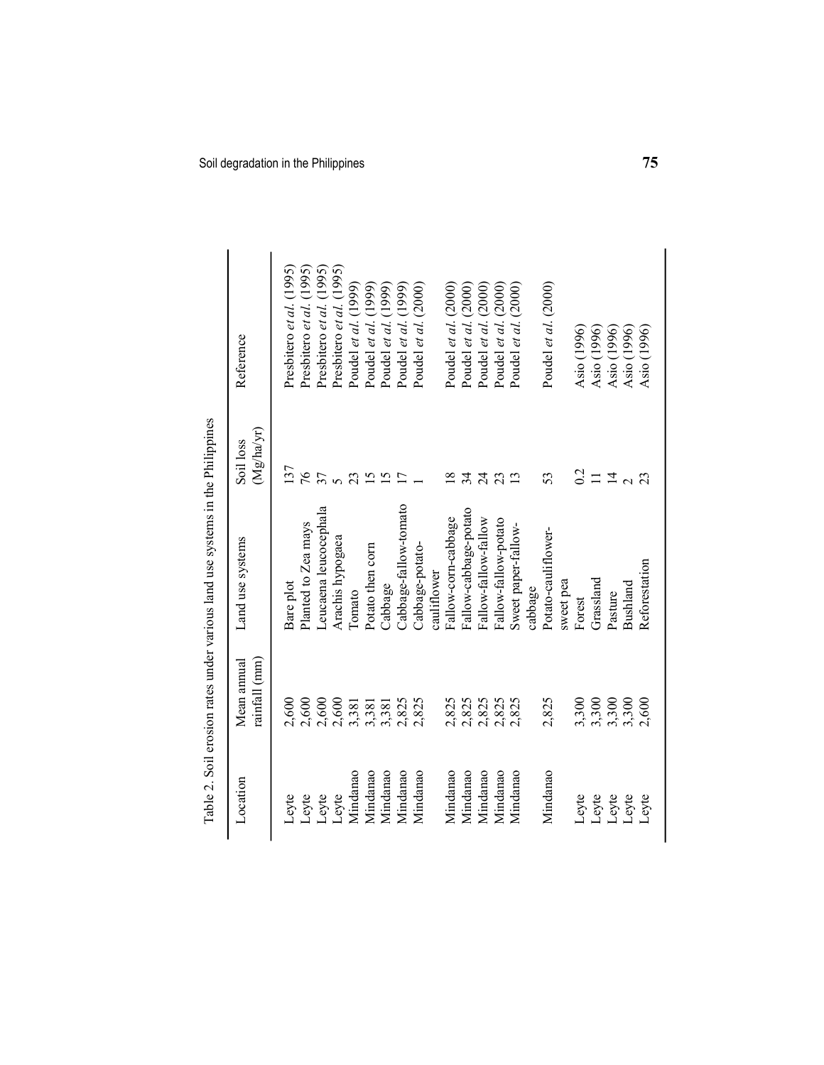Table 2. Soil erosion rates under various land use systems in the Philippines

| Location | Mean annual rainfall (mm) | Land use systems | Soil loss (Mg/ha/yr) | Reference |
|---|---|---|---|---|
| Leyte | 2,600 | Bare plot | 137 | Presbitero *et al.* (1995) |
| Leyte | 2,600 | Planted to Zea mays | 76 | Presbitero *et al.* (1995) |
| Leyte | 2,600 | Leucaena leucocephala | 37 | Presbitero *et al.* (1995) |
| Leyte | 2,600 | Arachis hypogaea | 5 | Presbitero *et al.* (1995) |
| Mindanao | 3,381 | Tomato | 23 | Poudel *et al.* (1999) |
| Mindanao | 3,381 | Potato then corn | 15 | Poudel *et al.* (1999) |
| Mindanao | 3,381 | Cabbage | 15 | Poudel *et al.* (1999) |
| Mindanao | 2,825 | Cabbage-fallow-tomato | 17 | Poudel *et al.* (1999) |
| Mindanao | 2,825 | Cabbage-potato-cauliflower | 1 | Poudel *et al.* (2000) |
| Mindanao | 2,825 | Fallow-corn-cabbage | 18 | Poudel *et al.* (2000) |
| Mindanao | 2,825 | Fallow-cabbage-potato | 34 | Poudel *et al.* (2000) |
| Mindanao | 2,825 | Fallow-fallow-fallow | 24 | Poudel *et al.* (2000) |
| Mindanao | 2,825 | Fallow-fallow-potato | 23 | Poudel *et al.* (2000) |
| Mindanao | 2,825 | Sweet paper-fallow-cabbage | 13 | Poudel *et al.* (2000) |
| Mindanao | 2,825 | Potato-cauliflower-sweet pea | 53 | Poudel *et al.* (2000) |
| Leyte | 3,300 | Forest | 0.2 | Asio (1996) |
| Leyte | 3,300 | Grassland | 11 | Asio (1996) |
| Leyte | 3,300 | Pasture | 14 | Asio (1996) |
| Leyte | 3,300 | Bushland | 2 | Asio (1996) |
| Leyte | 2,600 | Reforestation | 23 | Asio (1996) |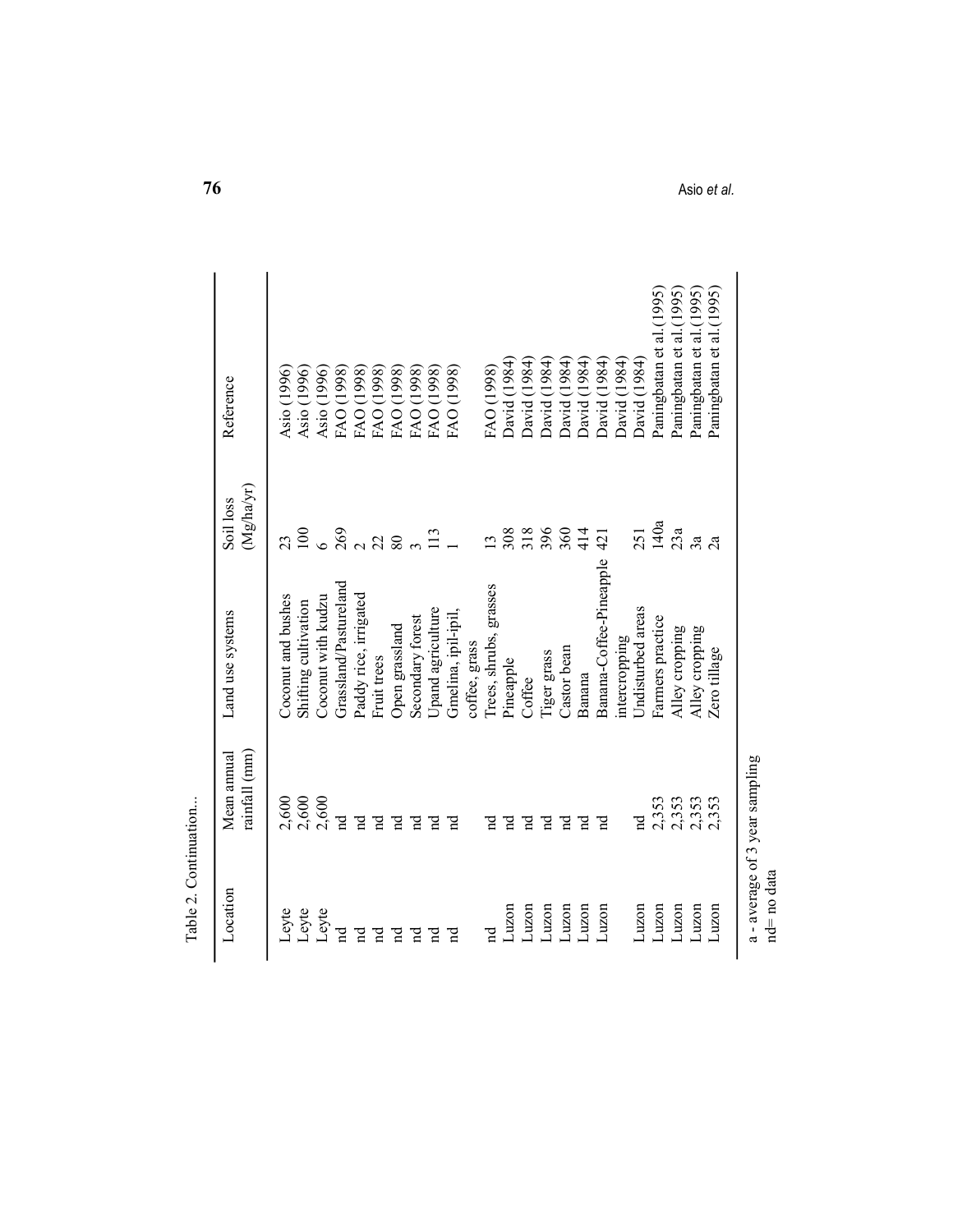Table 2. Continuation...

| Location | Mean annual rainfall (mm) | Land use systems | Soil loss (Mg/ha/yr) | Reference |
|---|---|---|---|---|
| Leyte | 2,600 | Coconut and bushes | 23 | Asio (1996) |
| Leyte | 2,600 | Shifting cultivation | 100 | Asio (1996) |
| Leyte | 2,600 | Coconut with kudzu | 6 | Asio (1996) |
| nd | nd | Grassland/Pastureland | 269 | FAO (1998) |
| nd | nd | Paddy rice, irrigated | 2 | FAO (1998) |
| nd | nd | Fruit trees | 22 | FAO (1998) |
| nd | nd | Open grassland | 80 | FAO (1998) |
| nd | nd | Secondary forest | 3 | FAO (1998) |
| nd | nd | Upand agriculture | 113 | FAO (1998) |
| nd | nd | Gmelina, ipil-ipil, coffee, grass | 1 | FAO (1998) |
| nd | nd | Trees, shrubs, grasses | 13 | FAO (1998) |
| Luzon | nd | Pineapple | 308 | David (1984) |
| Luzon | nd | Coffee | 318 | David (1984) |
| Luzon | nd | Tiger grass | 396 | David (1984) |
| Luzon | nd | Castor bean | 360 | David (1984) |
| Luzon | nd | Banana | 414 | David (1984) |
| Luzon | nd | Banana-Coffee-Pineapple intercropping | 421 | David (1984) |
| Luzon | nd | Undisturbed areas | 251 | David (1984) |
| Luzon | 2,353 | Farmers practice | 140a | Paningbatan et al. (1995) |
| Luzon | 2,353 | Alley cropping | 23a | Paningbatan et al. (1995) |
| Luzon | 2,353 | Alley cropping | 3a | Paningbatan et al. (1995) |
| Luzon | 2,353 | Zero tillage | 2a | Paningbatan et al. (1995) |

a - average of 3 year sampling
nd= no data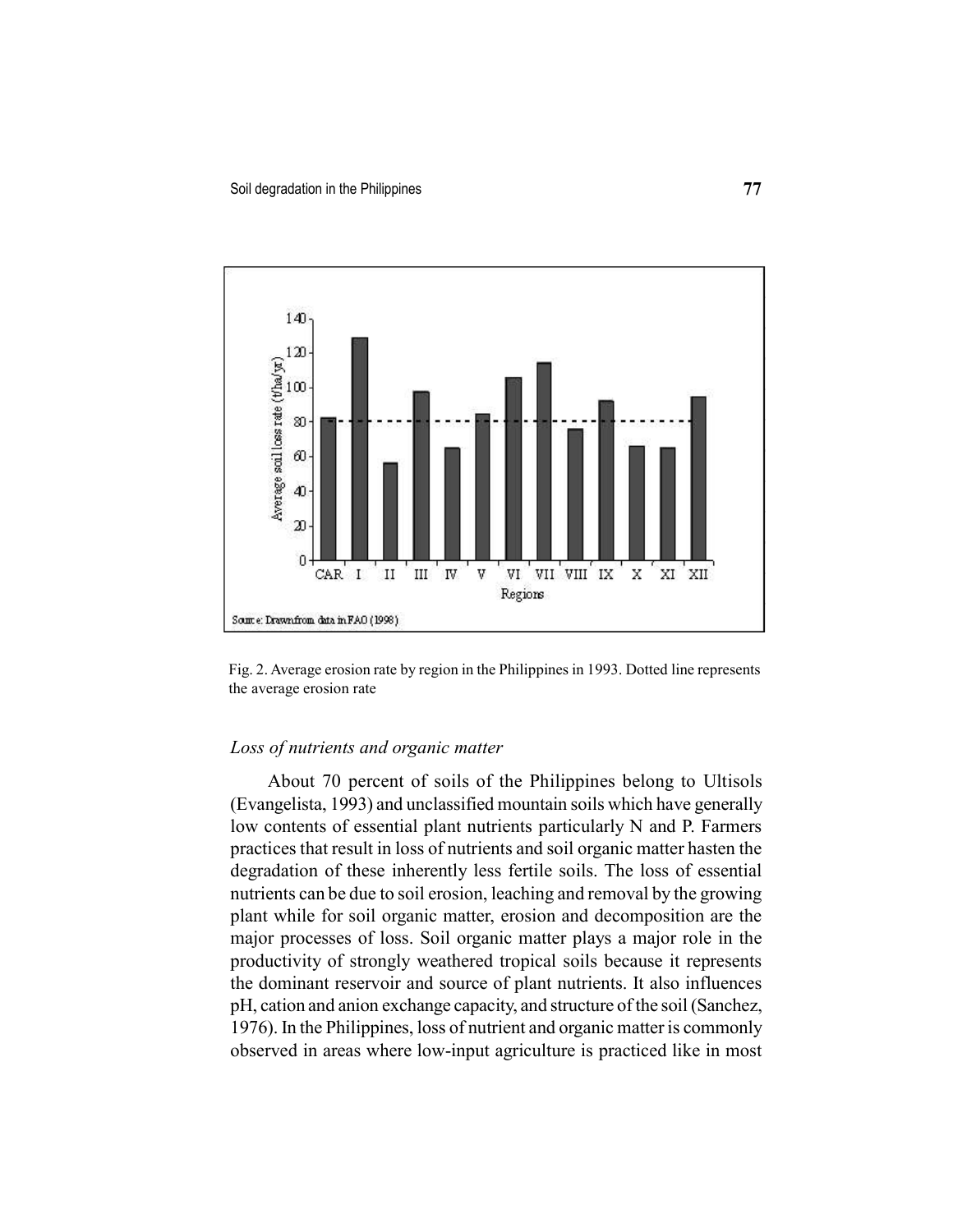Fig. 2. Average erosion rate by region in the Philippines in 1993. Dotted line represents the average erosion rate

### *Loss of nutrients and organic matter*

About 70 percent of soils of the Philippines belong to Ultisols (Evangelista, 1993) and unclassified mountain soils which have generally low contents of essential plant nutrients particularly N and P. Farmers practices that result in loss of nutrients and soil organic matter hasten the degradation of these inherently less fertile soils. The loss of essential nutrients can be due to soil erosion, leaching and removal by the growing plant while for soil organic matter, erosion and decomposition are the major processes of loss. Soil organic matter plays a major role in the productivity of strongly weathered tropical soils because it represents the dominant reservoir and source of plant nutrients. It also influences pH, cation and anion exchange capacity, and structure of the soil (Sanchez, 1976). In the Philippines, loss of nutrient and organic matter is commonly observed in areas where low-input agriculture is practiced like in most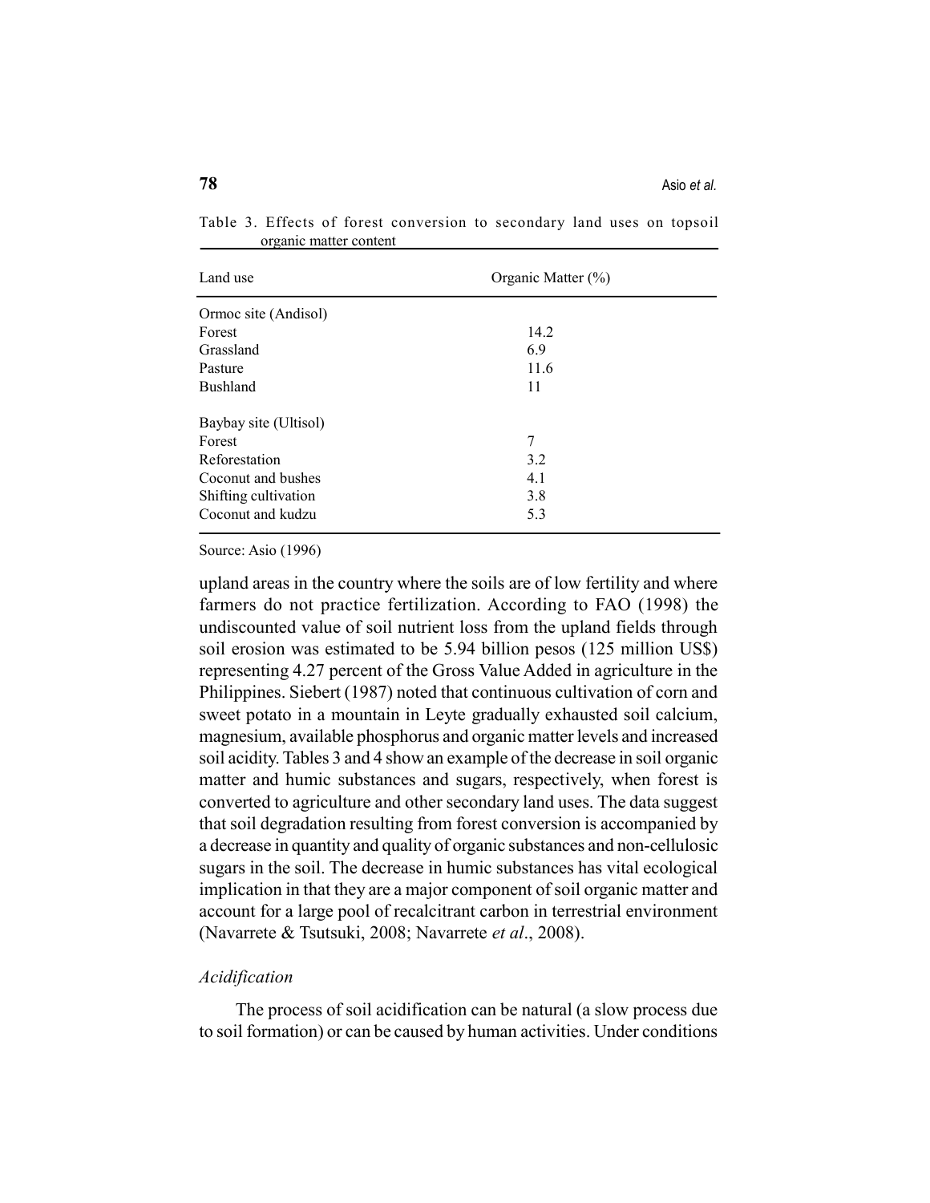Table 3. Effects of forest conversion to secondary land uses on topsoil organic matter content

| Land use | Organic Matter (%) |
|---|---|
| Ormoc site (Andisol) | |
| Forest | 14.2 |
| Grassland | 6.9 |
| Pasture | 11.6 |
| Bushland | 11 |
| Baybay site (Ultisol) | |
| Forest | 7 |
| Reforestation | 3.2 |
| Coconut and bushes | 4.1 |
| Shifting cultivation | 3.8 |
| Coconut and kudzu | 5.3 |

Source: Asio (1996)

upland areas in the country where the soils are of low fertility and where farmers do not practice fertilization. According to FAO (1998) the undiscounted value of soil nutrient loss from the upland fields through soil erosion was estimated to be 5.94 billion pesos (125 million US$) representing 4.27 percent of the Gross Value Added in agriculture in the Philippines. Siebert (1987) noted that continuous cultivation of corn and sweet potato in a mountain in Leyte gradually exhausted soil calcium, magnesium, available phosphorus and organic matter levels and increased soil acidity. Tables 3 and 4 show an example of the decrease in soil organic matter and humic substances and sugars, respectively, when forest is converted to agriculture and other secondary land uses. The data suggest that soil degradation resulting from forest conversion is accompanied by a decrease in quantity and quality of organic substances and non-cellulosic sugars in the soil. The decrease in humic substances has vital ecological implication in that they are a major component of soil organic matter and account for a large pool of recalcitrant carbon in terrestrial environment (Navarrete & Tsutsuki, 2008; Navarrete *et al*., 2008).

### *Acidification*

The process of soil acidification can be natural (a slow process due to soil formation) or can be caused by human activities. Under conditions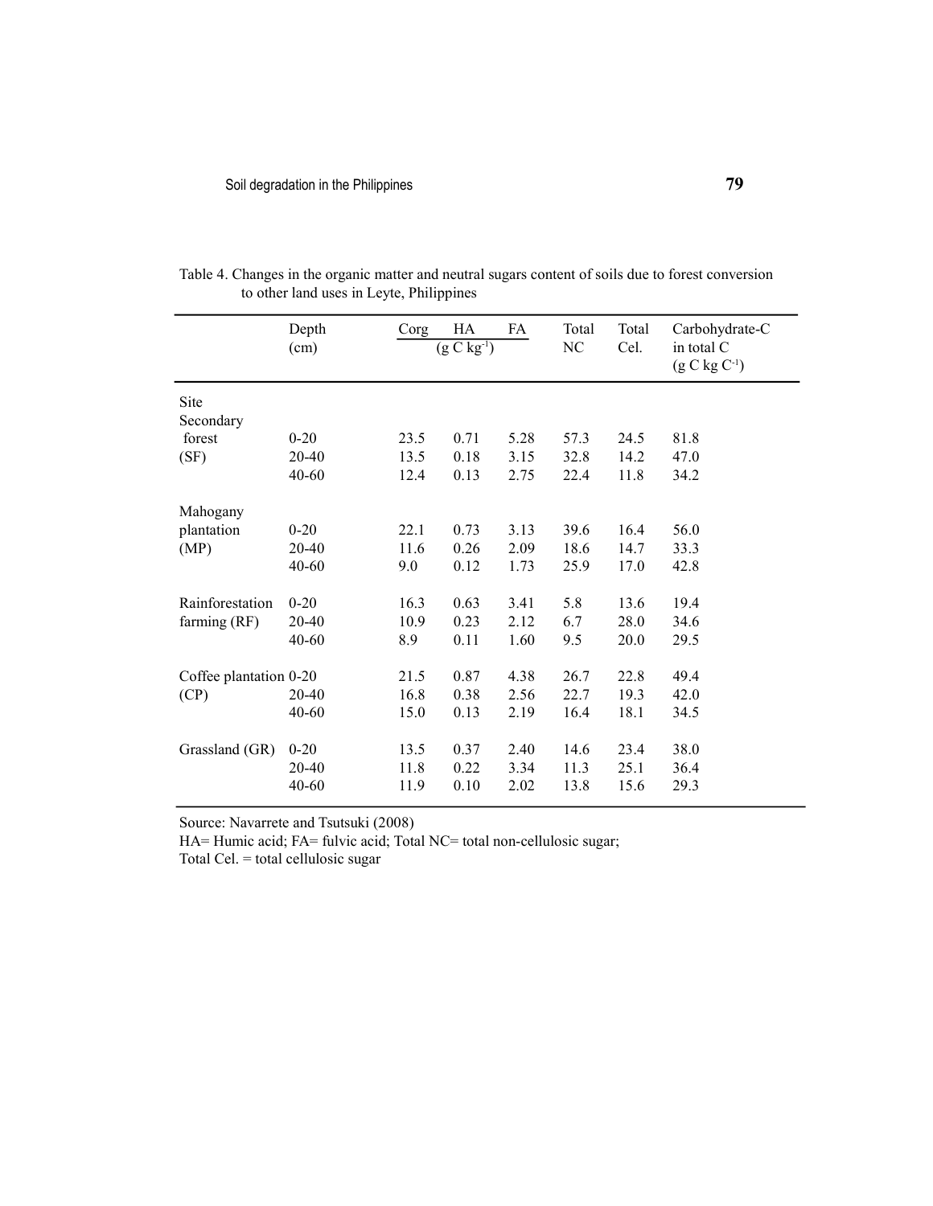Table 4. Changes in the organic matter and neutral sugars content of soils due to forest conversion to other land uses in Leyte, Philippines

| | Depth (cm) | Corg | HA | FA | Total NC | Total Cel. | Carbohydrate-C in total C ($g\ C\ kg\ C^{-1}$) |
|---|---|---|---|---|---|---|---|
| | | ($g\ C\ kg^{-1}$) | | | | | |
| Site | | | | | | | |
| Secondary forest (SF) | 0-20 | 23.5 | 0.71 | 5.28 | 57.3 | 24.5 | 81.8 |
| | 20-40 | 13.5 | 0.18 | 3.15 | 32.8 | 14.2 | 47.0 |
| | 40-60 | 12.4 | 0.13 | 2.75 | 22.4 | 11.8 | 34.2 |
| Mahogany plantation (MP) | 0-20 | 22.1 | 0.73 | 3.13 | 39.6 | 16.4 | 56.0 |
| | 20-40 | 11.6 | 0.26 | 2.09 | 18.6 | 14.7 | 33.3 |
| | 40-60 | 9.0 | 0.12 | 1.73 | 25.9 | 17.0 | 42.8 |
| Rainforestation farming (RF) | 0-20 | 16.3 | 0.63 | 3.41 | 5.8 | 13.6 | 19.4 |
| | 20-40 | 10.9 | 0.23 | 2.12 | 6.7 | 28.0 | 34.6 |
| | 40-60 | 8.9 | 0.11 | 1.60 | 9.5 | 20.0 | 29.5 |
| Coffee plantation (CP) | 0-20 | 21.5 | 0.87 | 4.38 | 26.7 | 22.8 | 49.4 |
| | 20-40 | 16.8 | 0.38 | 2.56 | 22.7 | 19.3 | 42.0 |
| | 40-60 | 15.0 | 0.13 | 2.19 | 16.4 | 18.1 | 34.5 |
| Grassland (GR) | 0-20 | 13.5 | 0.37 | 2.40 | 14.6 | 23.4 | 38.0 |
| | 20-40 | 11.8 | 0.22 | 3.34 | 11.3 | 25.1 | 36.4 |
| | 40-60 | 11.9 | 0.10 | 2.02 | 13.8 | 15.6 | 29.3 |

Source: Navarrete and Tsutsuki (2008)

HA= Humic acid; FA= fulvic acid; Total NC= total non-cellulosic sugar;

Total Cel. = total cellulosic sugar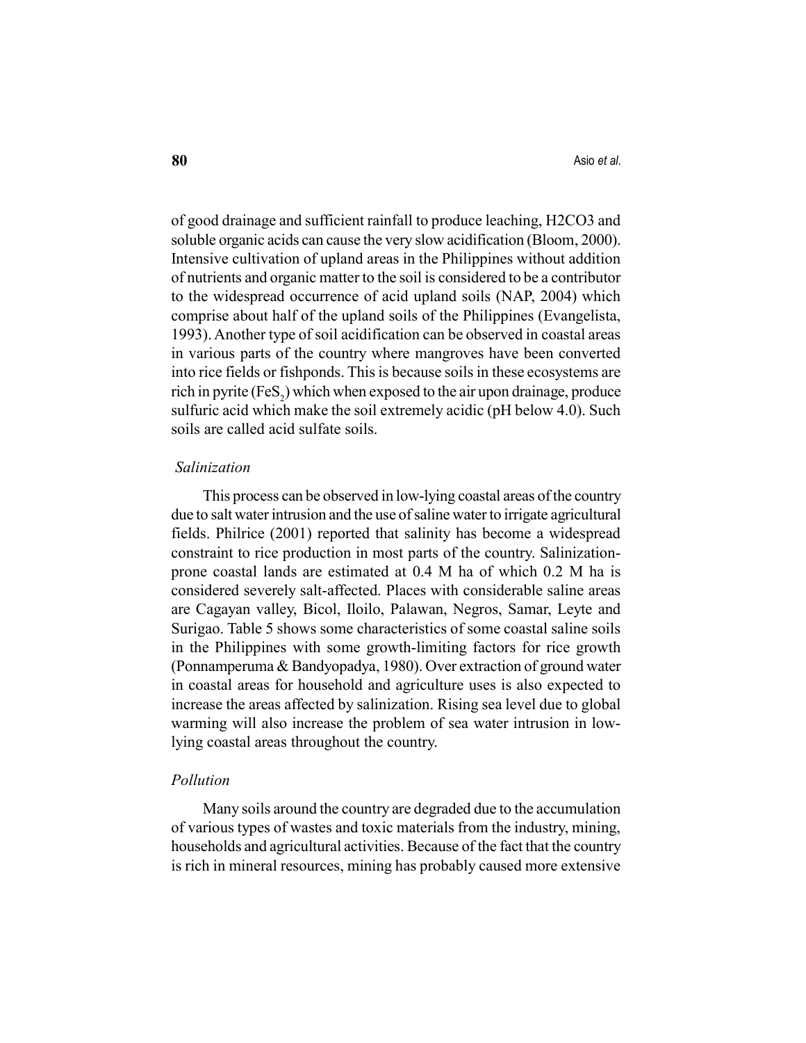of good drainage and sufficient rainfall to produce leaching, H2CO3 and soluble organic acids can cause the very slow acidification (Bloom, 2000). Intensive cultivation of upland areas in the Philippines without addition of nutrients and organic matter to the soil is considered to be a contributor to the widespread occurrence of acid upland soils (NAP, 2004) which comprise about half of the upland soils of the Philippines (Evangelista, 1993). Another type of soil acidification can be observed in coastal areas in various parts of the country where mangroves have been converted into rice fields or fishponds. This is because soils in these ecosystems are rich in pyrite ($FeS_2$) which when exposed to the air upon drainage, produce sulfuric acid which make the soil extremely acidic (pH below 4.0). Such soils are called acid sulfate soils.

### *Salinization*

This process can be observed in low-lying coastal areas of the country due to salt water intrusion and the use of saline water to irrigate agricultural fields. Philrice (2001) reported that salinity has become a widespread constraint to rice production in most parts of the country. Salinization-prone coastal lands are estimated at 0.4 M ha of which 0.2 M ha is considered severely salt-affected. Places with considerable saline areas are Cagayan valley, Bicol, Iloilo, Palawan, Negros, Samar, Leyte and Surigao. Table 5 shows some characteristics of some coastal saline soils in the Philippines with some growth-limiting factors for rice growth (Ponnamperuma & Bandyopadya, 1980). Over extraction of ground water in coastal areas for household and agriculture uses is also expected to increase the areas affected by salinization. Rising sea level due to global warming will also increase the problem of sea water intrusion in low-lying coastal areas throughout the country.

### *Pollution*

Many soils around the country are degraded due to the accumulation of various types of wastes and toxic materials from the industry, mining, households and agricultural activities. Because of the fact that the country is rich in mineral resources, mining has probably caused more extensive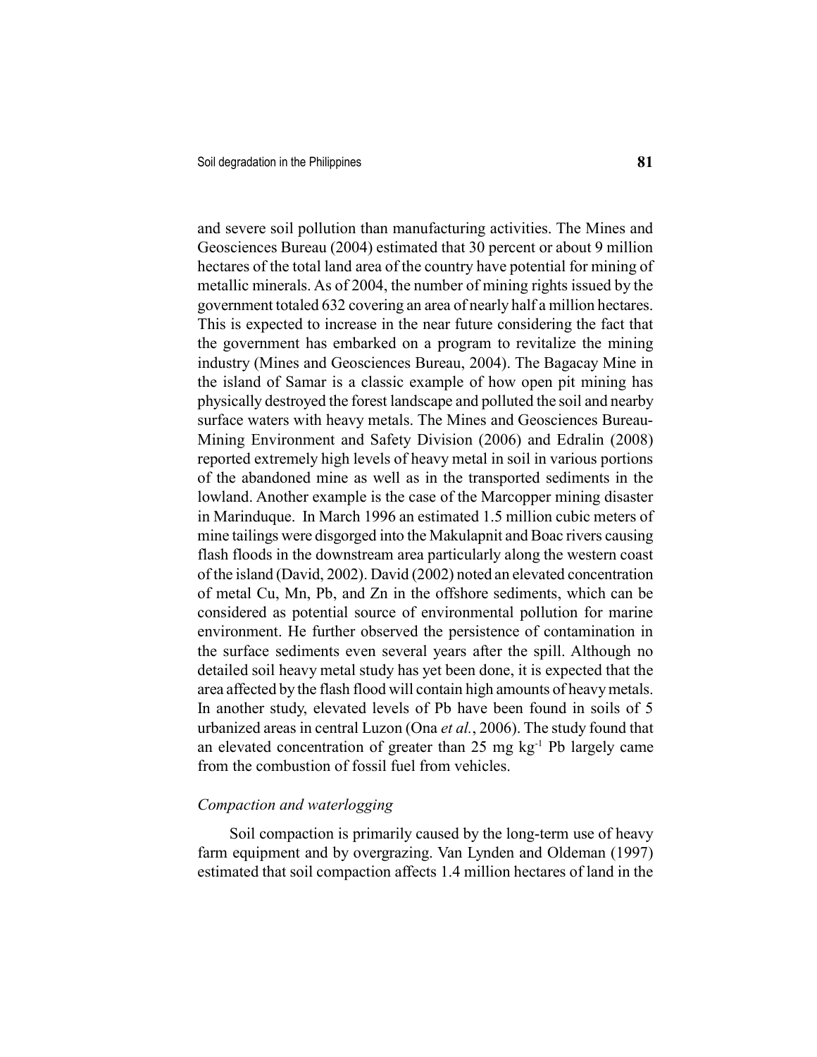and severe soil pollution than manufacturing activities. The Mines and Geosciences Bureau (2004) estimated that 30 percent or about 9 million hectares of the total land area of the country have potential for mining of metallic minerals. As of 2004, the number of mining rights issued by the government totaled 632 covering an area of nearly half a million hectares. This is expected to increase in the near future considering the fact that the government has embarked on a program to revitalize the mining industry (Mines and Geosciences Bureau, 2004). The Bagacay Mine in the island of Samar is a classic example of how open pit mining has physically destroyed the forest landscape and polluted the soil and nearby surface waters with heavy metals. The Mines and Geosciences Bureau-Mining Environment and Safety Division (2006) and Edralin (2008) reported extremely high levels of heavy metal in soil in various portions of the abandoned mine as well as in the transported sediments in the lowland. Another example is the case of the Marcopper mining disaster in Marinduque. In March 1996 an estimated 1.5 million cubic meters of mine tailings were disgorged into the Makulapnit and Boac rivers causing flash floods in the downstream area particularly along the western coast of the island (David, 2002). David (2002) noted an elevated concentration of metal Cu, Mn, Pb, and Zn in the offshore sediments, which can be considered as potential source of environmental pollution for marine environment. He further observed the persistence of contamination in the surface sediments even several years after the spill. Although no detailed soil heavy metal study has yet been done, it is expected that the area affected by the flash flood will contain high amounts of heavy metals. In another study, elevated levels of Pb have been found in soils of 5 urbanized areas in central Luzon (Ona *et al.*, 2006). The study found that an elevated concentration of greater than 25 mg $kg^{-1}$ Pb largely came from the combustion of fossil fuel from vehicles.

### *Compaction and waterlogging*

Soil compaction is primarily caused by the long-term use of heavy farm equipment and by overgrazing. Van Lynden and Oldeman (1997) estimated that soil compaction affects 1.4 million hectares of land in the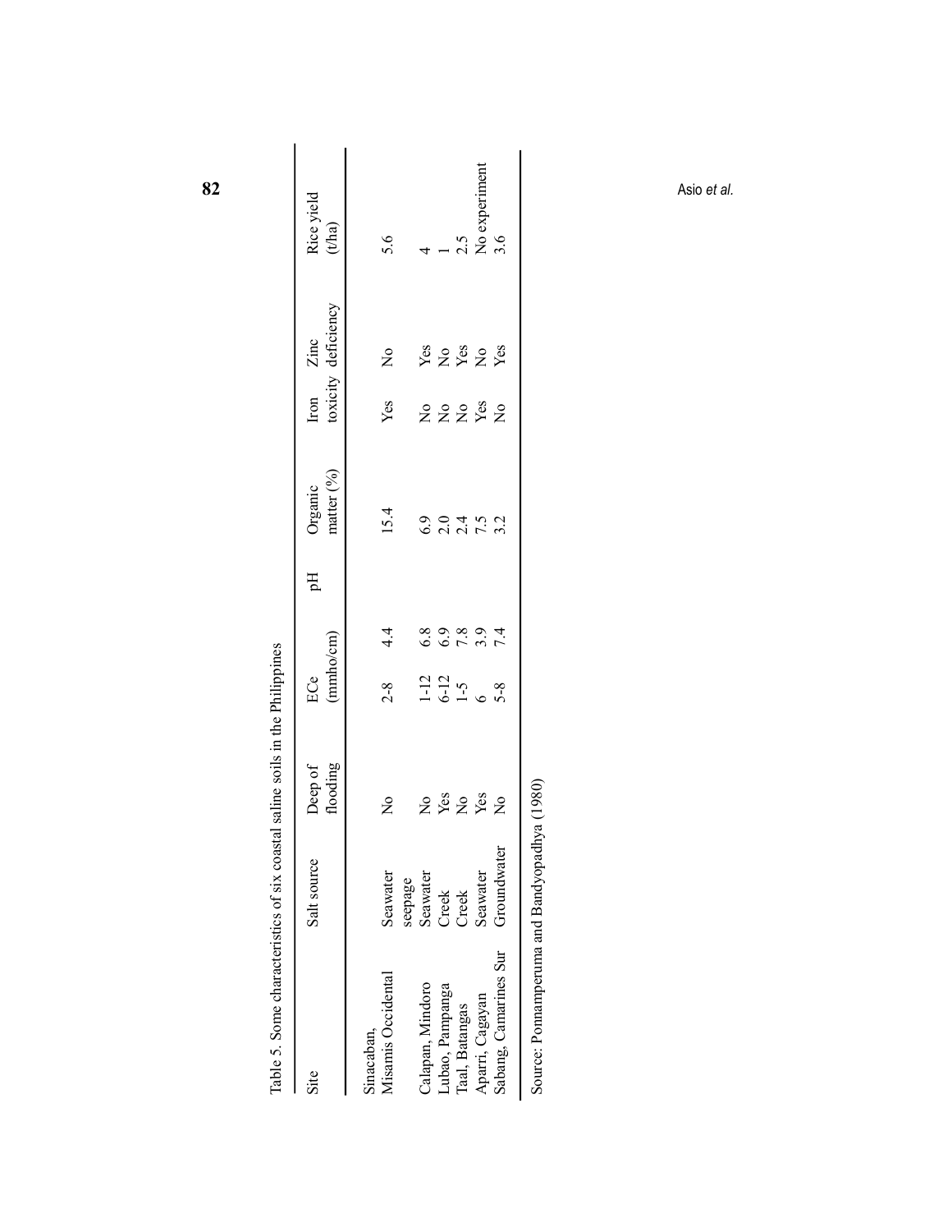Table 5. Some characteristics of six coastal saline soils in the Philippines

| Site | Salt source | Deep of flooding | ECe (mmho/cm) | pH | Organic matter (%) | Iron toxicity | Zinc deficiency | Rice yield (t/ha) |
|---|---|---|---|---|---|---|---|---|
| Sinacaban, Misamis Occidental | Seawater seepage | No | 2-8 | 4.4 | 15.4 | Yes | No | 5.6 |
| Calapan, Mindoro | Seawater | No | 1-12 | 6.8 | 6.9 | No | Yes | 4 |
| Lubao, Pampanga | Creek | Yes | 6-12 | 6.9 | 2.0 | No | No | 1 |
| Taal, Batangas | Creek | No | 1-5 | 7.8 | 2.4 | No | Yes | 2.5 |
| Aparri, Cagayan | Seawater | Yes | 6 | 3.9 | 7.5 | Yes | No | No experiment |
| Sabang, Camarines Sur | Groundwater | No | 5-8 | 7.4 | 3.2 | No | Yes | 3.6 |

Source: Ponnamperuma and Bandyopadhya (1980)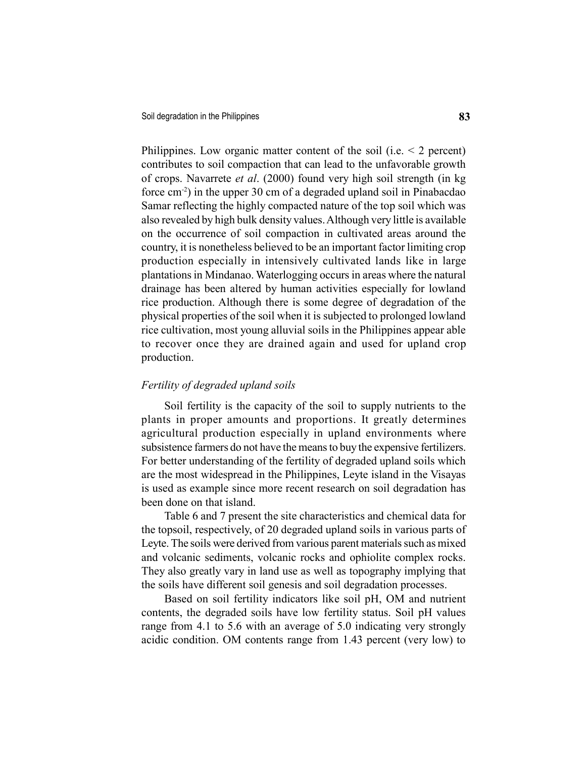Philippines. Low organic matter content of the soil (i.e. < 2 percent) contributes to soil compaction that can lead to the unfavorable growth of crops. Navarrete *et al*. (2000) found very high soil strength (in kg force $cm^{-2}$) in the upper 30 cm of a degraded upland soil in Pinabacdao Samar reflecting the highly compacted nature of the top soil which was also revealed by high bulk density values. Although very little is available on the occurrence of soil compaction in cultivated areas around the country, it is nonetheless believed to be an important factor limiting crop production especially in intensively cultivated lands like in large plantations in Mindanao. Waterlogging occurs in areas where the natural drainage has been altered by human activities especially for lowland rice production. Although there is some degree of degradation of the physical properties of the soil when it is subjected to prolonged lowland rice cultivation, most young alluvial soils in the Philippines appear able to recover once they are drained again and used for upland crop production.

### *Fertility of degraded upland soils*

Soil fertility is the capacity of the soil to supply nutrients to the plants in proper amounts and proportions. It greatly determines agricultural production especially in upland environments where subsistence farmers do not have the means to buy the expensive fertilizers. For better understanding of the fertility of degraded upland soils which are the most widespread in the Philippines, Leyte island in the Visayas is used as example since more recent research on soil degradation has been done on that island.

Table 6 and 7 present the site characteristics and chemical data for the topsoil, respectively, of 20 degraded upland soils in various parts of Leyte. The soils were derived from various parent materials such as mixed and volcanic sediments, volcanic rocks and ophiolite complex rocks. They also greatly vary in land use as well as topography implying that the soils have different soil genesis and soil degradation processes.

Based on soil fertility indicators like soil pH, OM and nutrient contents, the degraded soils have low fertility status. Soil pH values range from 4.1 to 5.6 with an average of 5.0 indicating very strongly acidic condition. OM contents range from 1.43 percent (very low) to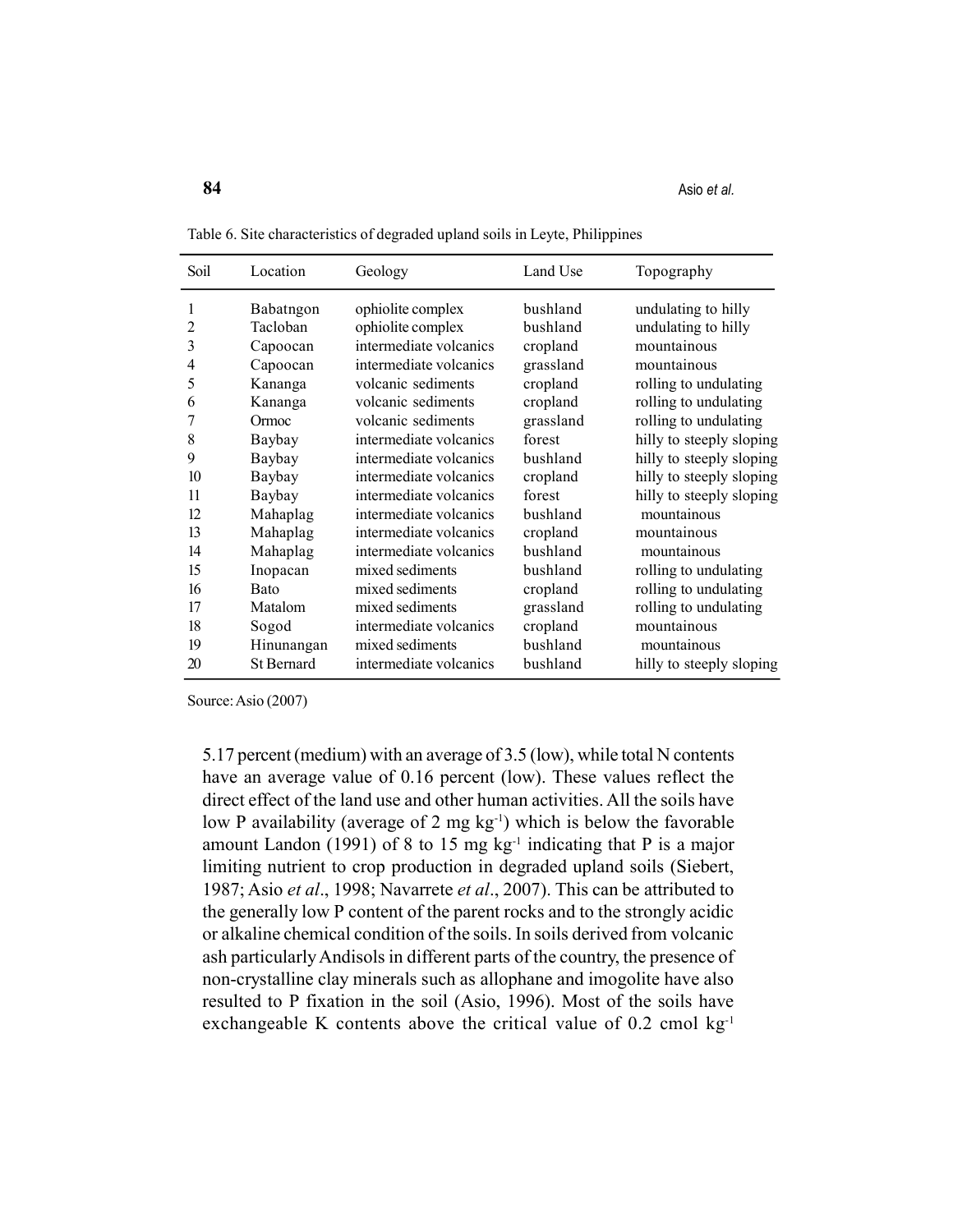Table 6. Site characteristics of degraded upland soils in Leyte, Philippines

| Soil | Location | Geology | Land Use | Topography |
|---|---|---|---|---|
| 1 | Babatngon | ophiolite complex | bushland | undulating to hilly |
| 2 | Tacloban | ophiolite complex | bushland | undulating to hilly |
| 3 | Capoocan | intermediate volcanics | cropland | mountainous |
| 4 | Capoocan | intermediate volcanics | grassland | mountainous |
| 5 | Kananga | volcanic sediments | cropland | rolling to undulating |
| 6 | Kananga | volcanic sediments | cropland | rolling to undulating |
| 7 | Ormoc | volcanic sediments | grassland | rolling to undulating |
| 8 | Baybay | intermediate volcanics | forest | hilly to steeply sloping |
| 9 | Baybay | intermediate volcanics | bushland | hilly to steeply sloping |
| 10 | Baybay | intermediate volcanics | cropland | hilly to steeply sloping |
| 11 | Baybay | intermediate volcanics | forest | hilly to steeply sloping |
| 12 | Mahaplag | intermediate volcanics | bushland | mountainous |
| 13 | Mahaplag | intermediate volcanics | cropland | mountainous |
| 14 | Mahaplag | intermediate volcanics | bushland | mountainous |
| 15 | Inopacan | mixed sediments | bushland | rolling to undulating |
| 16 | Bato | mixed sediments | cropland | rolling to undulating |
| 17 | Matalom | mixed sediments | grassland | rolling to undulating |
| 18 | Sogod | intermediate volcanics | cropland | mountainous |
| 19 | Hinunangan | mixed sediments | bushland | mountainous |
| 20 | St Bernard | intermediate volcanics | bushland | hilly to steeply sloping |

Source: Asio (2007)

5.17 percent (medium) with an average of 3.5 (low), while total N contents have an average value of 0.16 percent (low). These values reflect the direct effect of the land use and other human activities. All the soils have low P availability (average of 2 mg kg$^{-1}$) which is below the favorable amount Landon (1991) of 8 to 15 mg kg$^{-1}$ indicating that P is a major limiting nutrient to crop production in degraded upland soils (Siebert, 1987; Asio *et al*., 1998; Navarrete *et al*., 2007). This can be attributed to the generally low P content of the parent rocks and to the strongly acidic or alkaline chemical condition of the soils. In soils derived from volcanic ash particularly Andisols in different parts of the country, the presence of non-crystalline clay minerals such as allophane and imogolite have also resulted to P fixation in the soil (Asio, 1996). Most of the soils have exchangeable K contents above the critical value of 0.2 cmol kg$^{-1}$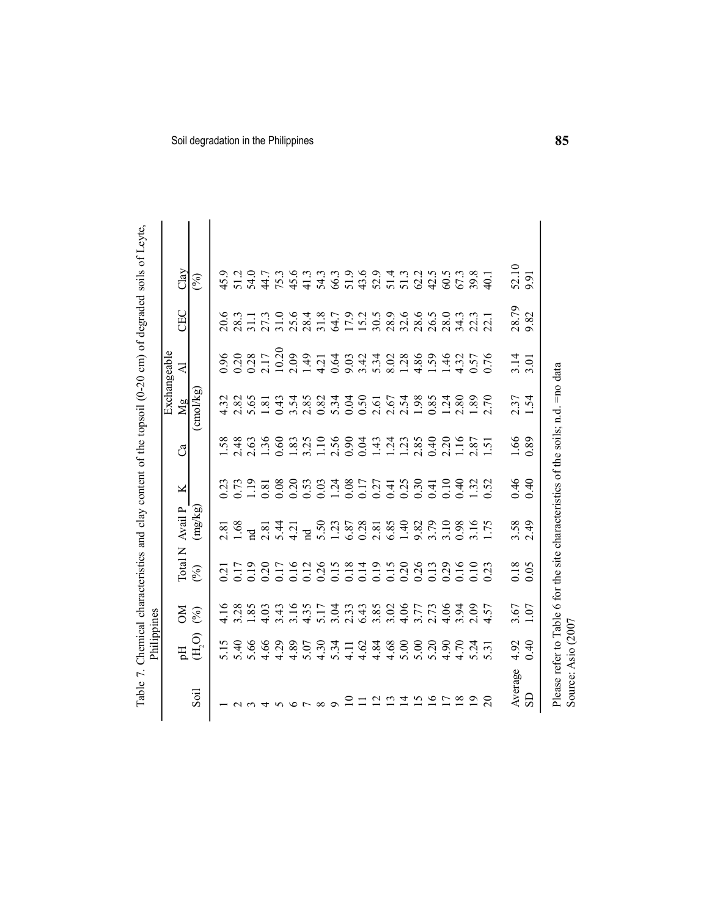Table 7. Chemical characteristics and clay content of the topsoil (0-20 cm) of degraded soils of Leyte, Philippines

| Soil | pH ($H_2O$) | OM (%) | Total N (%) | Avail P (mg/kg) | K | Ca | Exchangeable Mg | Al | CEC | Clay (%) |
|---|---|---|---|---|---|---|---|---|---|---|
| | | | | | (cmol/kg) | | | | | |
| 1 | 5.15 | 4.16 | 0.21 | 2.81 | 0.23 | 1.58 | 4.32 | 0.96 | 20.6 | 45.9 |
| 2 | 5.40 | 3.28 | 0.17 | 1.68 | 0.73 | 2.48 | 2.82 | 0.20 | 28.3 | 51.2 |
| 3 | 5.66 | 1.85 | 0.19 | nd | 1.19 | 2.63 | 5.65 | 0.28 | 31.1 | 54.0 |
| 4 | 4.66 | 4.03 | 0.20 | 2.81 | 0.81 | 1.36 | 1.81 | 2.17 | 27.3 | 44.7 |
| 5 | 4.29 | 3.43 | 0.17 | 5.44 | 0.08 | 0.60 | 0.43 | 10.20 | 31.0 | 75.3 |
| 6 | 4.89 | 3.16 | 0.16 | 4.21 | 0.20 | 1.83 | 3.54 | 2.09 | 25.6 | 45.6 |
| 7 | 5.07 | 4.35 | 0.12 | nd | 0.53 | 3.25 | 2.85 | 1.49 | 28.4 | 41.3 |
| 8 | 4.30 | 5.17 | 0.26 | 5.50 | 0.03 | 1.10 | 0.82 | 4.21 | 31.8 | 54.3 |
| 9 | 5.34 | 3.04 | 0.15 | 1.23 | 1.24 | 2.56 | 5.34 | 0.64 | 64.7 | 66.3 |
| 10 | 4.11 | 2.33 | 0.18 | 6.87 | 0.08 | 0.90 | 0.04 | 9.03 | 17.9 | 51.9 |
| 11 | 4.62 | 6.43 | 0.14 | 0.28 | 0.17 | 0.04 | 0.50 | 3.42 | 15.2 | 43.6 |
| 12 | 4.84 | 3.85 | 0.19 | 2.81 | 0.27 | 1.43 | 2.61 | 5.34 | 30.5 | 52.9 |
| 13 | 4.68 | 3.02 | 0.15 | 6.85 | 0.41 | 1.24 | 2.67 | 8.02 | 28.9 | 51.4 |
| 14 | 5.00 | 4.06 | 0.20 | 1.40 | 0.25 | 1.23 | 2.54 | 1.28 | 32.6 | 51.3 |
| 15 | 5.00 | 3.77 | 0.26 | 9.82 | 0.30 | 2.85 | 1.98 | 4.86 | 28.6 | 62.2 |
| 16 | 5.20 | 2.73 | 0.13 | 3.79 | 0.41 | 0.40 | 0.85 | 1.59 | 26.5 | 42.5 |
| 17 | 4.90 | 4.06 | 0.29 | 3.10 | 0.10 | 2.20 | 1.24 | 1.46 | 28.0 | 60.5 |
| 18 | 4.70 | 3.94 | 0.16 | 0.98 | 0.40 | 1.16 | 2.80 | 4.32 | 34.3 | 67.3 |
| 19 | 5.24 | 2.09 | 0.10 | 3.16 | 1.32 | 2.87 | 1.89 | 0.57 | 22.3 | 39.8 |
| 20 | 5.31 | 4.57 | 0.23 | 1.75 | 0.52 | 1.51 | 2.70 | 0.76 | 22.1 | 40.1 |
| Average | 4.92 | 3.67 | 0.18 | 3.58 | 0.46 | 1.66 | 2.37 | 3.14 | 28.79 | 52.10 |
| SD | 0.40 | 1.07 | 0.05 | 2.49 | 0.40 | 0.89 | 1.54 | 3.01 | 9.82 | 9.91 |

Please refer to Table 6 for the site characteristics of the soils; n.d. =no data
Source: Asio (2007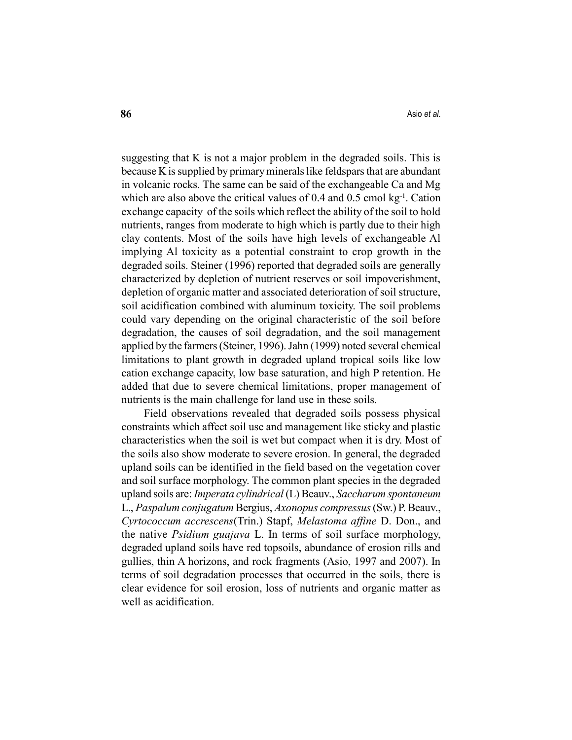suggesting that K is not a major problem in the degraded soils. This is because K is supplied by primary minerals like feldspars that are abundant in volcanic rocks. The same can be said of the exchangeable Ca and Mg which are also above the critical values of 0.4 and 0.5 cmol $kg^{-1}$. Cation exchange capacity of the soils which reflect the ability of the soil to hold nutrients, ranges from moderate to high which is partly due to their high clay contents. Most of the soils have high levels of exchangeable Al implying Al toxicity as a potential constraint to crop growth in the degraded soils. Steiner (1996) reported that degraded soils are generally characterized by depletion of nutrient reserves or soil impoverishment, depletion of organic matter and associated deterioration of soil structure, soil acidification combined with aluminum toxicity. The soil problems could vary depending on the original characteristic of the soil before degradation, the causes of soil degradation, and the soil management applied by the farmers (Steiner, 1996). Jahn (1999) noted several chemical limitations to plant growth in degraded upland tropical soils like low cation exchange capacity, low base saturation, and high P retention. He added that due to severe chemical limitations, proper management of nutrients is the main challenge for land use in these soils.

Field observations revealed that degraded soils possess physical constraints which affect soil use and management like sticky and plastic characteristics when the soil is wet but compact when it is dry. Most of the soils also show moderate to severe erosion. In general, the degraded upland soils can be identified in the field based on the vegetation cover and soil surface morphology. The common plant species in the degraded upland soils are: *Imperata cylindrical* (L) Beauv., *Saccharum spontaneum* L., *Paspalum conjugatum* Bergius, *Axonopus compressus* (Sw.) P. Beauv., *Cyrtococcum accrescens*(Trin.) Stapf, *Melastoma affine* D. Don., and the native *Psidium guajava* L. In terms of soil surface morphology, degraded upland soils have red topsoils, abundance of erosion rills and gullies, thin A horizons, and rock fragments (Asio, 1997 and 2007). In terms of soil degradation processes that occurred in the soils, there is clear evidence for soil erosion, loss of nutrients and organic matter as well as acidification.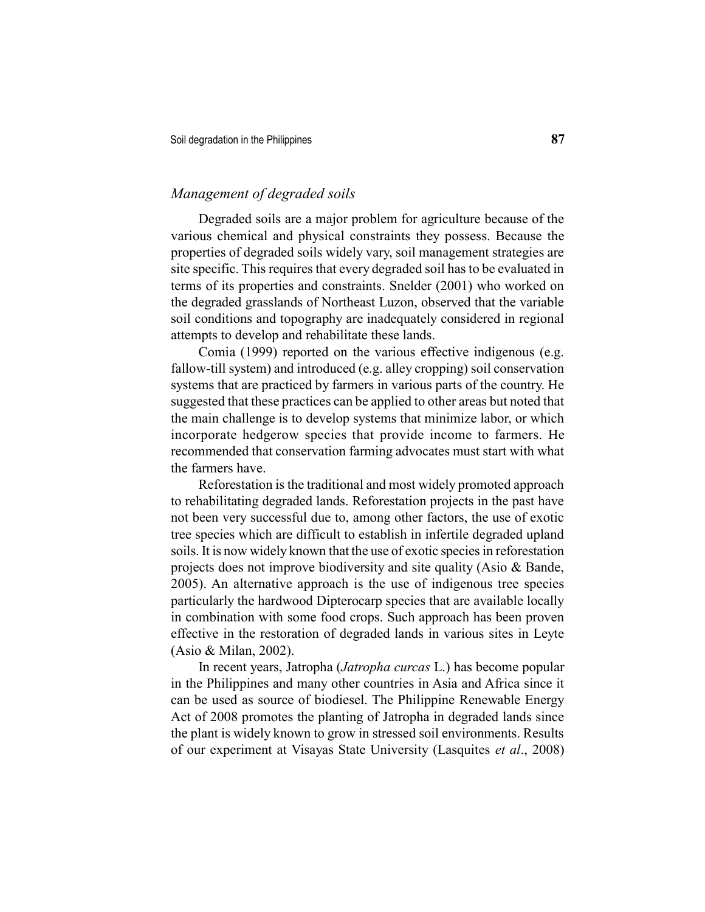### *Management of degraded soils*

Degraded soils are a major problem for agriculture because of the various chemical and physical constraints they possess. Because the properties of degraded soils widely vary, soil management strategies are site specific. This requires that every degraded soil has to be evaluated in terms of its properties and constraints. Snelder (2001) who worked on the degraded grasslands of Northeast Luzon, observed that the variable soil conditions and topography are inadequately considered in regional attempts to develop and rehabilitate these lands.

Comia (1999) reported on the various effective indigenous (e.g. fallow-till system) and introduced (e.g. alley cropping) soil conservation systems that are practiced by farmers in various parts of the country. He suggested that these practices can be applied to other areas but noted that the main challenge is to develop systems that minimize labor, or which incorporate hedgerow species that provide income to farmers. He recommended that conservation farming advocates must start with what the farmers have.

Reforestation is the traditional and most widely promoted approach to rehabilitating degraded lands. Reforestation projects in the past have not been very successful due to, among other factors, the use of exotic tree species which are difficult to establish in infertile degraded upland soils. It is now widely known that the use of exotic species in reforestation projects does not improve biodiversity and site quality (Asio & Bande, 2005). An alternative approach is the use of indigenous tree species particularly the hardwood Dipterocarp species that are available locally in combination with some food crops. Such approach has been proven effective in the restoration of degraded lands in various sites in Leyte (Asio & Milan, 2002).

In recent years, Jatropha (*Jatropha curcas* L.) has become popular in the Philippines and many other countries in Asia and Africa since it can be used as source of biodiesel. The Philippine Renewable Energy Act of 2008 promotes the planting of Jatropha in degraded lands since the plant is widely known to grow in stressed soil environments. Results of our experiment at Visayas State University (Lasquites *et al*., 2008)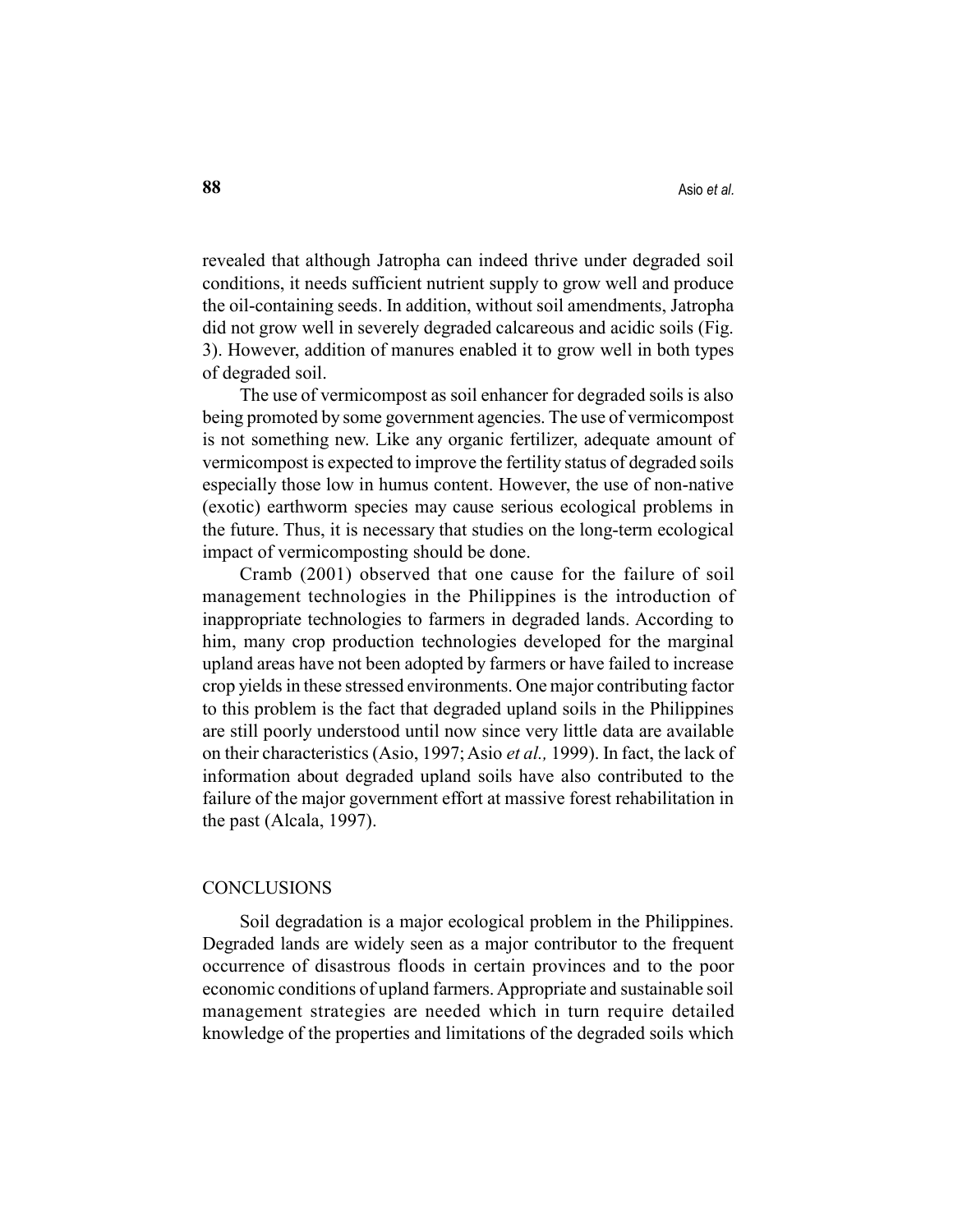revealed that although Jatropha can indeed thrive under degraded soil conditions, it needs sufficient nutrient supply to grow well and produce the oil-containing seeds. In addition, without soil amendments, Jatropha did not grow well in severely degraded calcareous and acidic soils (Fig. 3). However, addition of manures enabled it to grow well in both types of degraded soil.

The use of vermicompost as soil enhancer for degraded soils is also being promoted by some government agencies. The use of vermicompost is not something new. Like any organic fertilizer, adequate amount of vermicompost is expected to improve the fertility status of degraded soils especially those low in humus content. However, the use of non-native (exotic) earthworm species may cause serious ecological problems in the future. Thus, it is necessary that studies on the long-term ecological impact of vermicomposting should be done.

Cramb (2001) observed that one cause for the failure of soil management technologies in the Philippines is the introduction of inappropriate technologies to farmers in degraded lands. According to him, many crop production technologies developed for the marginal upland areas have not been adopted by farmers or have failed to increase crop yields in these stressed environments. One major contributing factor to this problem is the fact that degraded upland soils in the Philippines are still poorly understood until now since very little data are available on their characteristics (Asio, 1997; Asio *et al.,* 1999). In fact, the lack of information about degraded upland soils have also contributed to the failure of the major government effort at massive forest rehabilitation in the past (Alcala, 1997).

## CONCLUSIONS

Soil degradation is a major ecological problem in the Philippines. Degraded lands are widely seen as a major contributor to the frequent occurrence of disastrous floods in certain provinces and to the poor economic conditions of upland farmers. Appropriate and sustainable soil management strategies are needed which in turn require detailed knowledge of the properties and limitations of the degraded soils which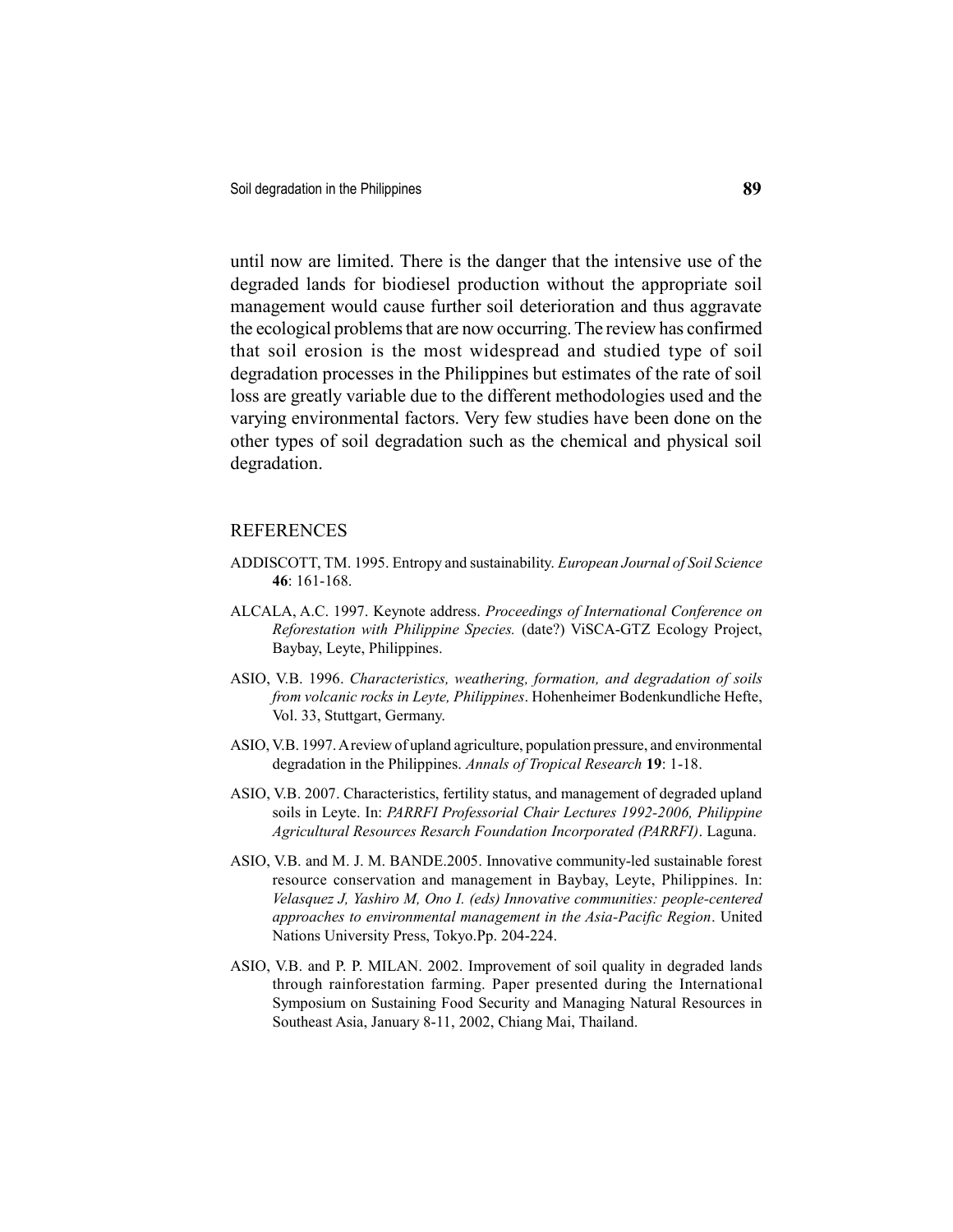until now are limited. There is the danger that the intensive use of the degraded lands for biodiesel production without the appropriate soil management would cause further soil deterioration and thus aggravate the ecological problems that are now occurring. The review has confirmed that soil erosion is the most widespread and studied type of soil degradation processes in the Philippines but estimates of the rate of soil loss are greatly variable due to the different methodologies used and the varying environmental factors. Very few studies have been done on the other types of soil degradation such as the chemical and physical soil degradation.

## REFERENCES

ADDISCOTT, TM. 1995. Entropy and sustainability. *European Journal of Soil Science* **46**: 161-168.

ALCALA, A.C. 1997. Keynote address. *Proceedings of International Conference on Reforestation with Philippine Species.* (date?) ViSCA-GTZ Ecology Project, Baybay, Leyte, Philippines.

ASIO, V.B. 1996. *Characteristics, weathering, formation, and degradation of soils from volcanic rocks in Leyte, Philippines*. Hohenheimer Bodenkundliche Hefte, Vol. 33, Stuttgart, Germany.

ASIO, V.B. 1997. A review of upland agriculture, population pressure, and environmental degradation in the Philippines. *Annals of Tropical Research* **19**: 1-18.

ASIO, V.B. 2007. Characteristics, fertility status, and management of degraded upland soils in Leyte. In: *PARRFI Professorial Chair Lectures 1992-2006, Philippine Agricultural Resources Resarch Foundation Incorporated (PARRFI)*. Laguna.

ASIO, V.B. and M. J. M. BANDE.2005. Innovative community-led sustainable forest resource conservation and management in Baybay, Leyte, Philippines. In: *Velasquez J, Yashiro M, Ono I. (eds) Innovative communities: people-centered approaches to environmental management in the Asia-Pacific Region*. United Nations University Press, Tokyo.Pp. 204-224.

ASIO, V.B. and P. P. MILAN. 2002. Improvement of soil quality in degraded lands through rainforestation farming. Paper presented during the International Symposium on Sustaining Food Security and Managing Natural Resources in Southeast Asia, January 8-11, 2002, Chiang Mai, Thailand.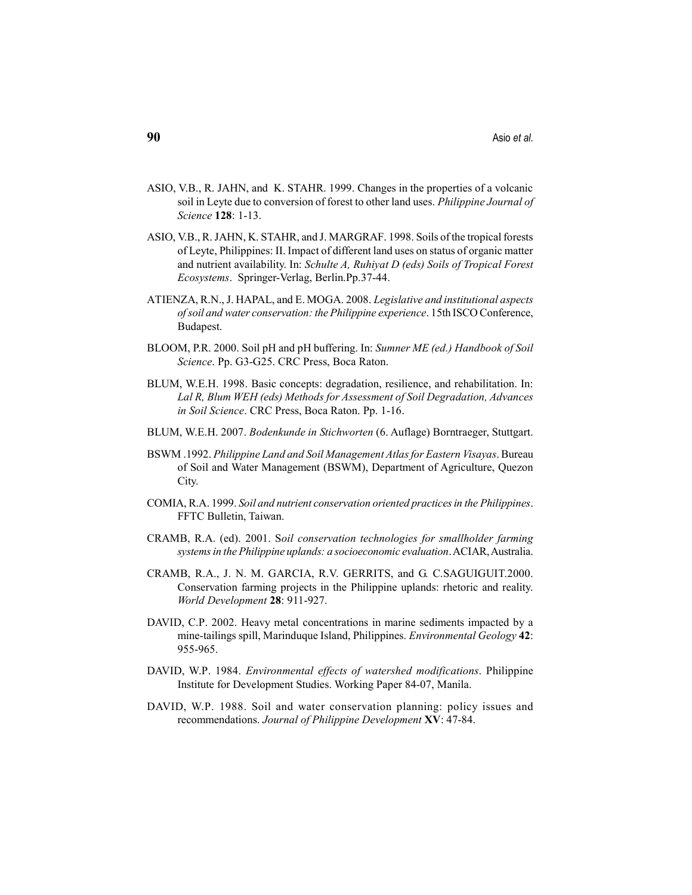ASIO, V.B., R. JAHN, and K. STAHR. 1999. Changes in the properties of a volcanic soil in Leyte due to conversion of forest to other land uses. *Philippine Journal of Science* **128**: 1-13.

ASIO, V.B., R. JAHN, K. STAHR, and J. MARGRAF. 1998. Soils of the tropical forests of Leyte, Philippines: II. Impact of different land uses on status of organic matter and nutrient availability. In: *Schulte A, Ruhiyat D (eds) Soils of Tropical Forest Ecosystems*. Springer-Verlag, Berlin.Pp.37-44.

ATIENZA, R.N., J. HAPAL, and E. MOGA. 2008. *Legislative and institutional aspects of soil and water conservation: the Philippine experience*. 15th ISCO Conference, Budapest.

BLOOM, P.R. 2000. Soil pH and pH buffering. In: *Sumner ME (ed.) Handbook of Soil Science*. Pp. G3-G25. CRC Press, Boca Raton.

BLUM, W.E.H. 1998. Basic concepts: degradation, resilience, and rehabilitation. In: *Lal R, Blum WEH (eds) Methods for Assessment of Soil Degradation, Advances in Soil Science*. CRC Press, Boca Raton. Pp. 1-16.

BLUM, W.E.H. 2007. *Bodenkunde in Stichworten* (6. Auflage) Borntraeger, Stuttgart.

BSWM .1992. *Philippine Land and Soil Management Atlas for Eastern Visayas*. Bureau of Soil and Water Management (BSWM), Department of Agriculture, Quezon City.

COMIA, R.A. 1999. *Soil and nutrient conservation oriented practices in the Philippines*. FFTC Bulletin, Taiwan.

CRAMB, R.A. (ed). 2001. S*oil conservation technologies for smallholder farming systems in the Philippine uplands: a socioeconomic evaluation*. ACIAR, Australia.

CRAMB, R.A., J. N. M. GARCIA, R.V. GERRITS, and G. C.SAGUIGUIT.2000. Conservation farming projects in the Philippine uplands: rhetoric and reality. *World Development* **28**: 911-927.

DAVID, C.P. 2002. Heavy metal concentrations in marine sediments impacted by a mine-tailings spill, Marinduque Island, Philippines. *Environmental Geology* **42**: 955-965.

DAVID, W.P. 1984. *Environmental effects of watershed modifications*. Philippine Institute for Development Studies. Working Paper 84-07, Manila.

DAVID, W.P. 1988. Soil and water conservation planning: policy issues and recommendations. *Journal of Philippine Development* **XV**: 47-84.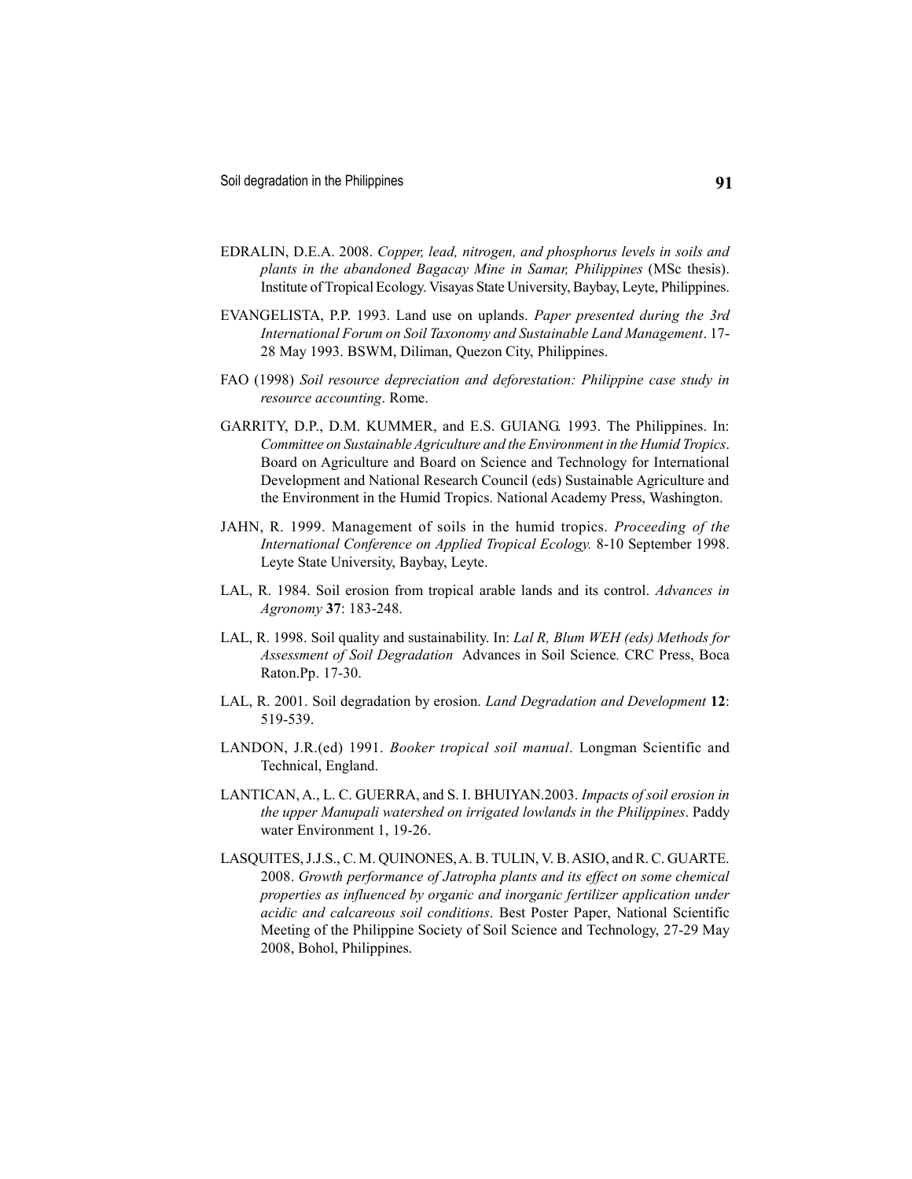EDRALIN, D.E.A. 2008. *Copper, lead, nitrogen, and phosphorus levels in soils and plants in the abandoned Bagacay Mine in Samar, Philippines* (MSc thesis). Institute of Tropical Ecology. Visayas State University, Baybay, Leyte, Philippines.

EVANGELISTA, P.P. 1993. Land use on uplands. *Paper presented during the 3rd International Forum on Soil Taxonomy and Sustainable Land Management*. 17-28 May 1993. BSWM, Diliman, Quezon City, Philippines.

FAO (1998) *Soil resource depreciation and deforestation: Philippine case study in resource accounting*. Rome.

GARRITY, D.P., D.M. KUMMER, and E.S. GUIANG. 1993. The Philippines. In: *Committee on Sustainable Agriculture and the Environment in the Humid Tropics*. Board on Agriculture and Board on Science and Technology for International Development and National Research Council (eds) Sustainable Agriculture and the Environment in the Humid Tropics. National Academy Press, Washington.

JAHN, R. 1999. Management of soils in the humid tropics. *Proceeding of the International Conference on Applied Tropical Ecology.* 8-10 September 1998. Leyte State University, Baybay, Leyte.

LAL, R. 1984. Soil erosion from tropical arable lands and its control. *Advances in Agronomy* **37**: 183-248.

LAL, R. 1998. Soil quality and sustainability. In: *Lal R, Blum WEH (eds) Methods for Assessment of Soil Degradation* Advances in Soil Science*.* CRC Press, Boca Raton.Pp. 17-30.

LAL, R. 2001. Soil degradation by erosion. *Land Degradation and Development* **12**: 519-539.

LANDON, J.R.(ed) 1991. *Booker tropical soil manual*. Longman Scientific and Technical, England.

LANTICAN, A., L. C. GUERRA, and S. I. BHUIYAN.2003. *Impacts of soil erosion in the upper Manupali watershed on irrigated lowlands in the Philippines*. Paddy water Environment 1, 19-26.

LASQUITES, J.J.S., C. M. QUINONES, A. B. TULIN, V. B. ASIO, and R. C. GUARTE. 2008. *Growth performance of Jatropha plants and its effect on some chemical properties as influenced by organic and inorganic fertilizer application under acidic and calcareous soil conditions*. Best Poster Paper, National Scientific Meeting of the Philippine Society of Soil Science and Technology, 27-29 May 2008, Bohol, Philippines.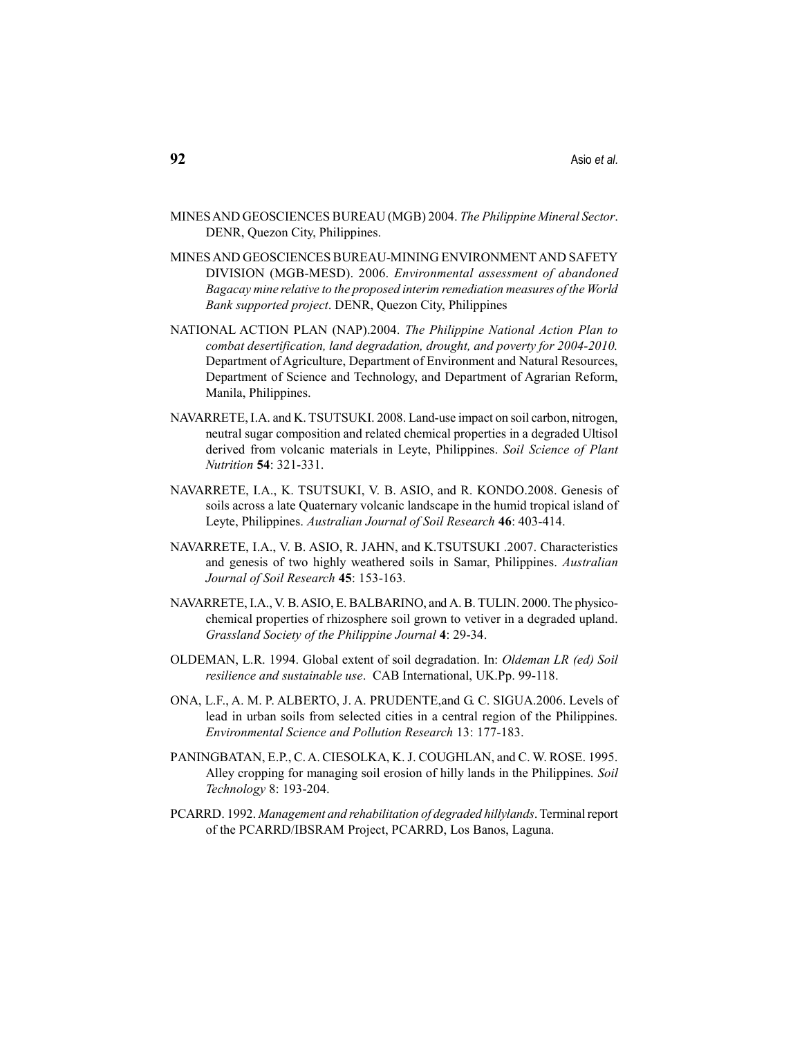MINES AND GEOSCIENCES BUREAU (MGB) 2004. *The Philippine Mineral Sector*. DENR, Quezon City, Philippines.

MINES AND GEOSCIENCES BUREAU-MINING ENVIRONMENT AND SAFETY DIVISION (MGB-MESD). 2006. *Environmental assessment of abandoned Bagacay mine relative to the proposed interim remediation measures of the World Bank supported project*. DENR, Quezon City, Philippines

NATIONAL ACTION PLAN (NAP).2004. *The Philippine National Action Plan to combat desertification, land degradation, drought, and poverty for 2004-2010.* Department of Agriculture, Department of Environment and Natural Resources, Department of Science and Technology, and Department of Agrarian Reform, Manila, Philippines.

NAVARRETE, I.A. and K. TSUTSUKI. 2008. Land-use impact on soil carbon, nitrogen, neutral sugar composition and related chemical properties in a degraded Ultisol derived from volcanic materials in Leyte, Philippines. *Soil Science of Plant Nutrition* **54**: 321-331.

NAVARRETE, I.A., K. TSUTSUKI, V. B. ASIO, and R. KONDO.2008. Genesis of soils across a late Quaternary volcanic landscape in the humid tropical island of Leyte, Philippines. *Australian Journal of Soil Research* **46**: 403-414.

NAVARRETE, I.A., V. B. ASIO, R. JAHN, and K.TSUTSUKI .2007. Characteristics and genesis of two highly weathered soils in Samar, Philippines. *Australian Journal of Soil Research* **45**: 153-163.

NAVARRETE, I.A., V. B. ASIO, E. BALBARINO, and A. B. TULIN. 2000. The physico-chemical properties of rhizosphere soil grown to vetiver in a degraded upland. *Grassland Society of the Philippine Journal* **4**: 29-34.

OLDEMAN, L.R. 1994. Global extent of soil degradation. In: *Oldeman LR (ed) Soil resilience and sustainable use*. CAB International, UK.Pp. 99-118.

ONA, L.F., A. M. P. ALBERTO, J. A. PRUDENTE,and G. C. SIGUA.2006. Levels of lead in urban soils from selected cities in a central region of the Philippines. *Environmental Science and Pollution Research* 13: 177-183.

PANINGBATAN, E.P., C. A. CIESOLKA, K. J. COUGHLAN, and C. W. ROSE. 1995. Alley cropping for managing soil erosion of hilly lands in the Philippines. *Soil Technology* 8: 193-204.

PCARRD. 1992. *Management and rehabilitation of degraded hillylands*. Terminal report of the PCARRD/IBSRAM Project, PCARRD, Los Banos, Laguna.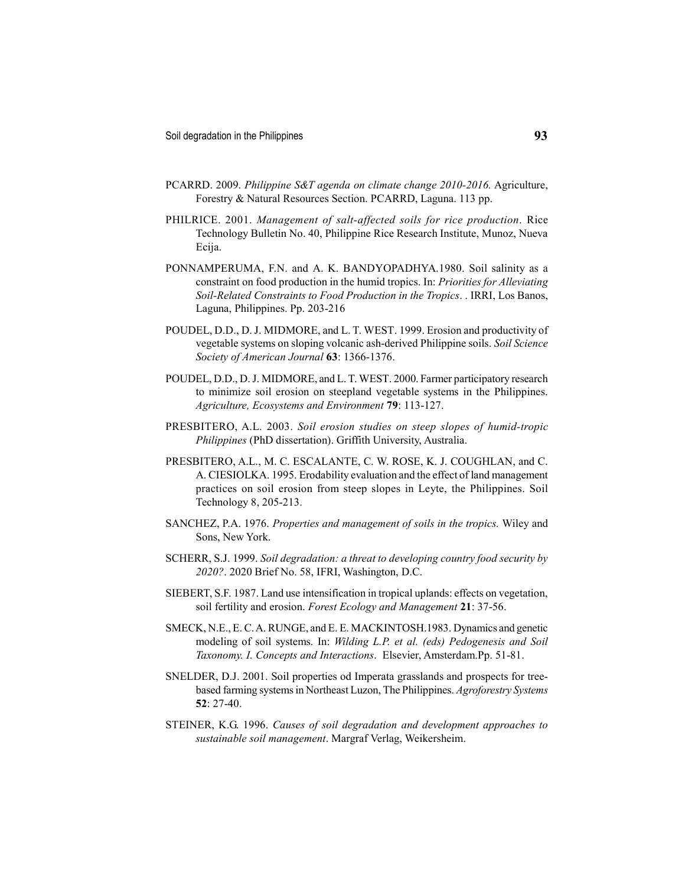PCARRD. 2009. *Philippine S&T agenda on climate change 2010-2016.* Agriculture, Forestry & Natural Resources Section. PCARRD, Laguna. 113 pp.

PHILRICE. 2001. *Management of salt-affected soils for rice production*. Rice Technology Bulletin No. 40, Philippine Rice Research Institute, Munoz, Nueva Ecija.

PONNAMPERUMA, F.N. and A. K. BANDYOPADHYA.1980. Soil salinity as a constraint on food production in the humid tropics. In: *Priorities for Alleviating Soil-Related Constraints to Food Production in the Tropics*. . IRRI, Los Banos, Laguna, Philippines. Pp. 203-216

POUDEL, D.D., D. J. MIDMORE, and L. T. WEST. 1999. Erosion and productivity of vegetable systems on sloping volcanic ash-derived Philippine soils. *Soil Science Society of American Journal* **63**: 1366-1376.

POUDEL, D.D., D. J. MIDMORE, and L. T. WEST. 2000. Farmer participatory research to minimize soil erosion on steepland vegetable systems in the Philippines. *Agriculture, Ecosystems and Environment* **79**: 113-127.

PRESBITERO, A.L. 2003. *Soil erosion studies on steep slopes of humid-tropic Philippines* (PhD dissertation). Griffith University, Australia.

PRESBITERO, A.L., M. C. ESCALANTE, C. W. ROSE, K. J. COUGHLAN, and C. A. CIESIOLKA. 1995. Erodability evaluation and the effect of land management practices on soil erosion from steep slopes in Leyte, the Philippines. Soil Technology 8, 205-213.

SANCHEZ, P.A. 1976. *Properties and management of soils in the tropics.* Wiley and Sons, New York.

SCHERR, S.J. 1999. *Soil degradation: a threat to developing country food security by 2020?*. 2020 Brief No. 58, IFRI, Washington, D.C.

SIEBERT, S.F. 1987. Land use intensification in tropical uplands: effects on vegetation, soil fertility and erosion. *Forest Ecology and Management* **21**: 37-56.

SMECK, N.E., E. C. A. RUNGE, and E. E. MACKINTOSH.1983. Dynamics and genetic modeling of soil systems. In: *Wilding L.P. et al. (eds) Pedogenesis and Soil Taxonomy. I. Concepts and Interactions*. Elsevier, Amsterdam.Pp. 51-81.

SNELDER, D.J. 2001. Soil properties od Imperata grasslands and prospects for tree-based farming systems in Northeast Luzon, The Philippines. *Agroforestry Systems* **52**: 27-40.

STEINER, K.G. 1996. *Causes of soil degradation and development approaches to sustainable soil management*. Margraf Verlag, Weikersheim.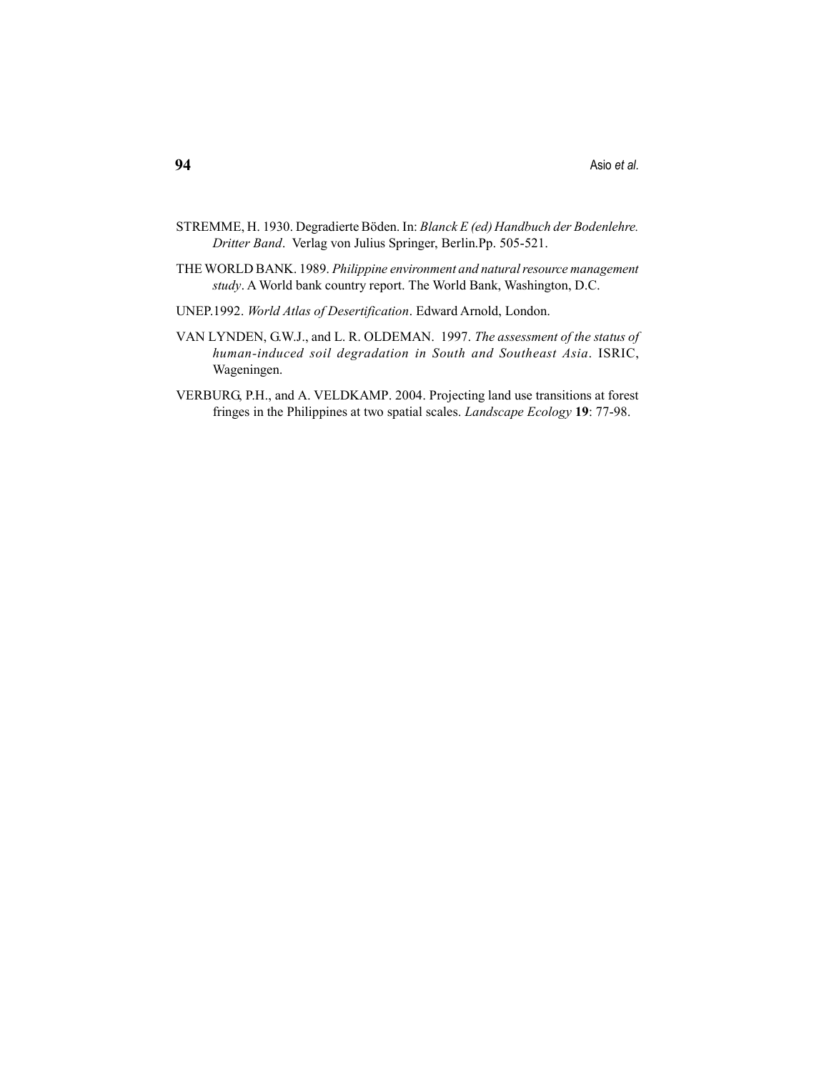STREMME, H. 1930. Degradierte Böden. In: *Blanck E (ed) Handbuch der Bodenlehre. Dritter Band*. Verlag von Julius Springer, Berlin.Pp. 505-521.

THE WORLD BANK. 1989. *Philippine environment and natural resource management study*. A World bank country report. The World Bank, Washington, D.C.

UNEP.1992. *World Atlas of Desertification*. Edward Arnold, London.

VAN LYNDEN, G.W.J., and L. R. OLDEMAN. 1997. *The assessment of the status of human-induced soil degradation in South and Southeast Asia*. ISRIC, Wageningen.

VERBURG, P.H., and A. VELDKAMP. 2004. Projecting land use transitions at forest fringes in the Philippines at two spatial scales. *Landscape Ecology* **19**: 77-98.